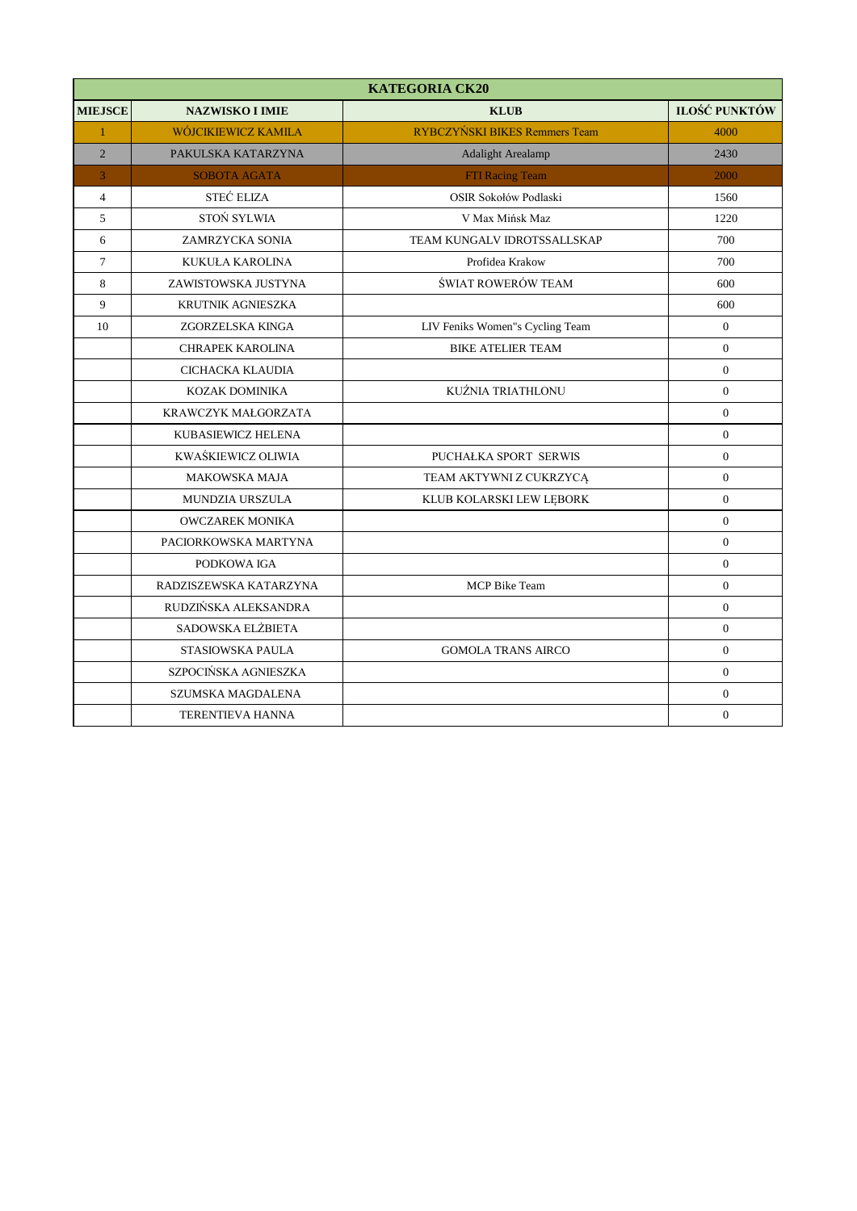| KATEGORIA CK20 | | | |
|---|---|---|---|
| **MIEJSCE** | **NAZWISKO I IMIE** | **KLUB** | **ILOŚĆ PUNKTÓW** |
| 1 | WÓJCIKIEWICZ KAMILA | RYBCZYŃSKI BIKES Remmers Team | 4000 |
| 2 | PAKULSKA KATARZYNA | Adalight Arealamp | 2430 |
| 3 | SOBOTA AGATA | FTI Racing Team | 2000 |
| 4 | STEĆ ELIZA | OSIR Sokołów Podlaski | 1560 |
| 5 | STOŃ SYLWIA | V Max Mińsk Maz | 1220 |
| 6 | ZAMRZYCKA SONIA | TEAM KUNGALV IDROTSSALLSKAP | 700 |
| 7 | KUKUŁA KAROLINA | Profidea Krakow | 700 |
| 8 | ZAWISTOWSKA JUSTYNA | ŚWIAT ROWERÓW TEAM | 600 |
| 9 | KRUTNIK AGNIESZKA | | 600 |
| 10 | ZGORZELSKA KINGA | LIV Feniks Women"s Cycling Team | 0 |
| | CHRAPEK KAROLINA | BIKE ATELIER TEAM | 0 |
| | CICHACKA KLAUDIA | | 0 |
| | KOZAK DOMINIKA | KUŹNIA TRIATHLONU | 0 |
| | KRAWCZYK MAŁGORZATA | | 0 |
| | KUBASIEWICZ HELENA | | 0 |
| | KWAŚKIEWICZ OLIWIA | PUCHAŁKA SPORT SERWIS | 0 |
| | MAKOWSKA MAJA | TEAM AKTYWNI Z CUKRZYCĄ | 0 |
| | MUNDZIA URSZULA | KLUB KOLARSKI LEW LĘBORK | 0 |
| | OWCZAREK MONIKA | | 0 |
| | PACIORKOWSKA MARTYNA | | 0 |
| | PODKOWA IGA | | 0 |
| | RADZISZEWSKA KATARZYNA | MCP Bike Team | 0 |
| | RUDZIŃSKA ALEKSANDRA | | 0 |
| | SADOWSKA ELŻBIETA | | 0 |
| | STASIOWSKA PAULA | GOMOLA TRANS AIRCO | 0 |
| | SZPOCIŃSKA AGNIESZKA | | 0 |
| | SZUMSKA MAGDALENA | | 0 |
| | TERENTIEVA HANNA | | 0 |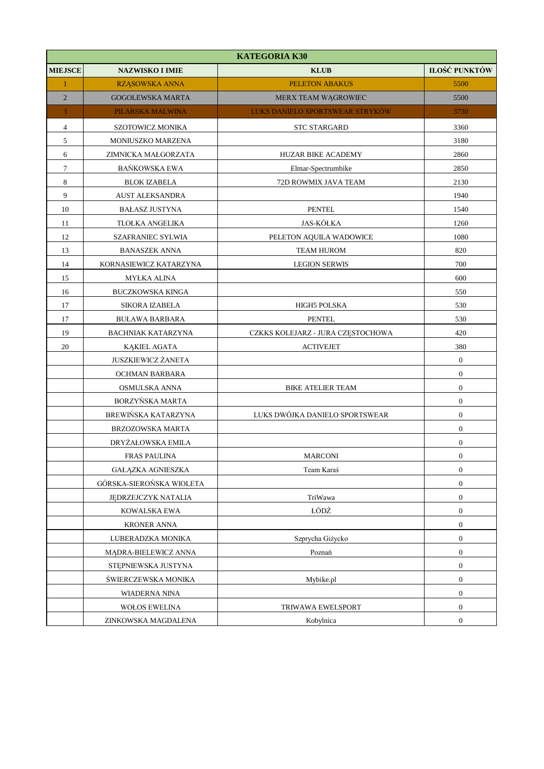| KATEGORIA K30 | | | |
|---|---|---|---|
| **MIEJSCE** | **NAZWISKO I IMIE** | **KLUB** | **ILOŚĆ PUNKTÓW** |
| 1 | RZĄSOWSKA ANNA | PELETON ABAKUS | 5500 |
| 2 | GOGOLEWSKA MARTA | MERX TEAM WĄGROWIEC | 5500 |
| 3 | PILARSKA MALWINA | LUKS DANIELO SPORTSWEAR STRYKÓW | 3730 |
| 4 | SZOTOWICZ MONIKA | STC STARGARD | 3360 |
| 5 | MONIUSZKO MARZENA | | 3180 |
| 6 | ZIMNICKA MAŁGORZATA | HUZAR BIKE ACADEMY | 2860 |
| 7 | BAŃKOWSKA EWA | Elmar-Spectrumbike | 2850 |
| 8 | BLOK IZABELA | 72D ROWMIX JAVA TEAM | 2130 |
| 9 | AUST ALEKSANDRA | | 1940 |
| 10 | BAŁASZ JUSTYNA | PENTEL | 1540 |
| 11 | TLOŁKA ANGELIKA | JAS-KÓŁKA | 1260 |
| 12 | SZAFRANIEC SYLWIA | PELETON AQUILA WADOWICE | 1080 |
| 13 | BANASZEK ANNA | TEAM HUROM | 820 |
| 14 | KORNASIEWICZ KATARZYNA | LEGION SERWIS | 700 |
| 15 | MYŁKA ALINA | | 600 |
| 16 | BUCZKOWSKA KINGA | | 550 |
| 17 | SIKORA IZABELA | HIGH5 POLSKA | 530 |
| 17 | BUŁAWA BARBARA | PENTEL | 530 |
| 19 | BACHNIAK KATARZYNA | CZKKS KOLEJARZ - JURA CZĘSTOCHOWA | 420 |
| 20 | KĄKIEL AGATA | ACTIVEJET | 380 |
| | JUSZKIEWICZ ŻANETA | | 0 |
| | OCHMAN BARBARA | | 0 |
| | OSMULSKA ANNA | BIKE ATELIER TEAM | 0 |
| | BORZYŃSKA MARTA | | 0 |
| | BREWIŃSKA KATARZYNA | LUKS DWÓJKA DANIELO SPORTSWEAR | 0 |
| | BRZOZOWSKA MARTA | | 0 |
| | DRYŻAŁOWSKA EMILA | | 0 |
| | FRAS PAULINA | MARCONI | 0 |
| | GAŁĄZKA AGNIESZKA | Team Karaś | 0 |
| | GÓRSKA-SIEROŃSKA WIOLETA | | 0 |
| | JĘDRZEJCZYK NATALIA | TriWawa | 0 |
| | KOWALSKA EWA | ŁÓDŹ | 0 |
| | KRONER ANNA | | 0 |
| | LUBERADZKA MONIKA | Szprycha Giżycko | 0 |
| | MĄDRA-BIELEWICZ ANNA | Poznań | 0 |
| | STĘPNIEWSKA JUSTYNA | | 0 |
| | ŚWIERCZEWSKA MONIKA | Mybike.pl | 0 |
| | WIADERNA NINA | | 0 |
| | WOŁOS EWELINA | TRIWAWA EWELSPORT | 0 |
| | ZINKOWSKA MAGDALENA | Kobylnica | 0 |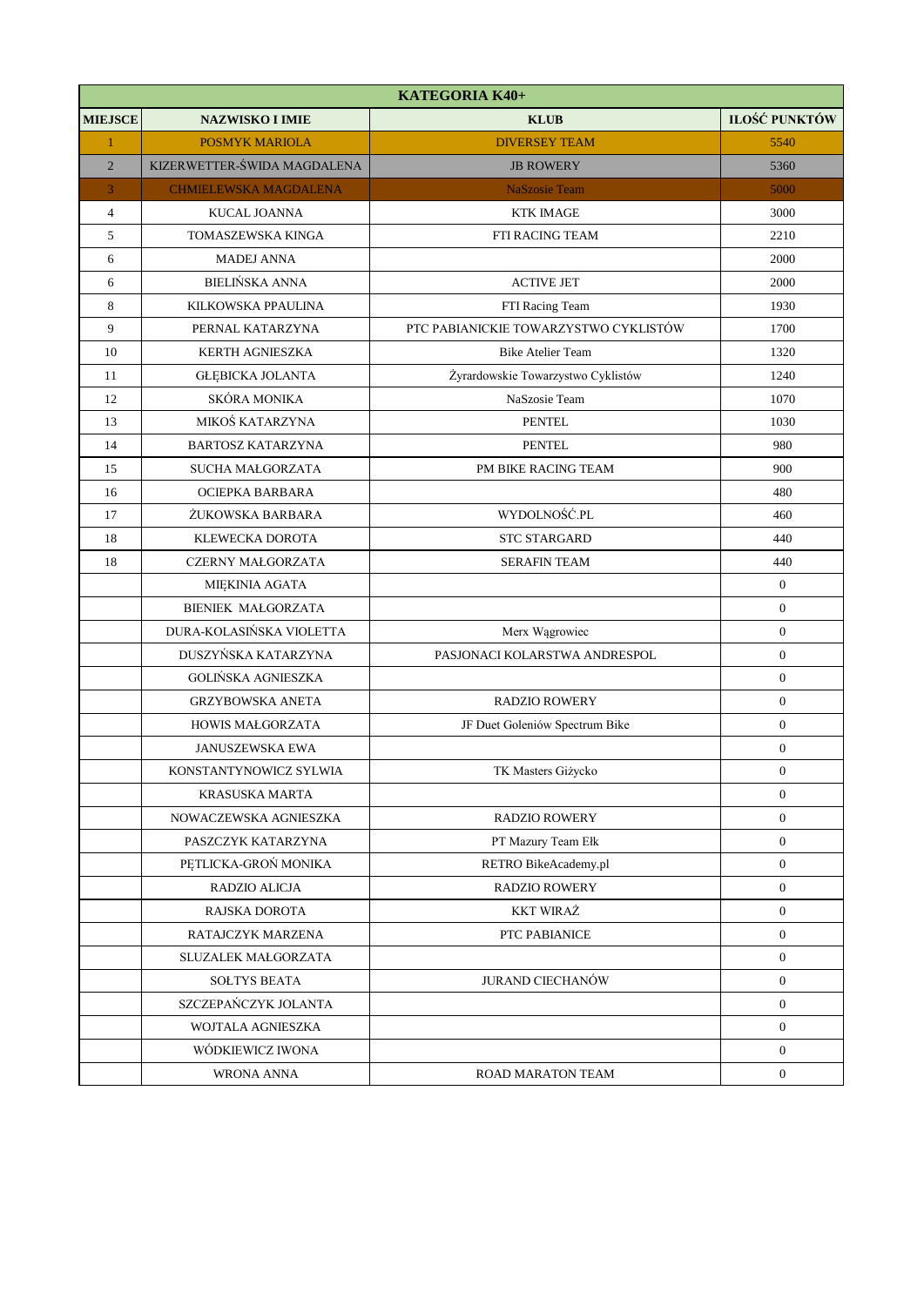| KATEGORIA K40+ | | | |
|---|---|---|---|
| **MIEJSCE** | **NAZWISKO I IMIE** | **KLUB** | **ILOŚĆ PUNKTÓW** |
| 1 | POSMYK MARIOLA | DIVERSEY TEAM | 5540 |
| 2 | KIZERWETTER-ŚWIDA MAGDALENA | JB ROWERY | 5360 |
| 3 | CHMIELEWSKA MAGDALENA | NaSzosie Team | 5000 |
| 4 | KUCAL JOANNA | KTK IMAGE | 3000 |
| 5 | TOMASZEWSKA KINGA | FTI RACING TEAM | 2210 |
| 6 | MADEJ ANNA | | 2000 |
| 6 | BIELIŃSKA ANNA | ACTIVE JET | 2000 |
| 8 | KILKOWSKA PPAULINA | FTI Racing Team | 1930 |
| 9 | PERNAL KATARZYNA | PTC PABIANICKIE TOWARZYSTWO CYKLISTÓW | 1700 |
| 10 | KERTH AGNIESZKA | Bike Atelier Team | 1320 |
| 11 | GŁĘBICKA JOLANTA | Żyrardowskie Towarzystwo Cyklistów | 1240 |
| 12 | SKÓRA MONIKA | NaSzosie Team | 1070 |
| 13 | MIKOŚ KATARZYNA | PENTEL | 1030 |
| 14 | BARTOSZ KATARZYNA | PENTEL | 980 |
| 15 | SUCHA MAŁGORZATA | PM BIKE RACING TEAM | 900 |
| 16 | OCIEPKA BARBARA | | 480 |
| 17 | ŻUKOWSKA BARBARA | WYDOLNOŚĆ.PL | 460 |
| 18 | KLEWECKA DOROTA | STC STARGARD | 440 |
| 18 | CZERNY MAŁGORZATA | SERAFIN TEAM | 440 |
| | MIĘKINIA AGATA | | 0 |
| | BIENIEK MAŁGORZATA | | 0 |
| | DURA-KOLASIŃSKA VIOLETTA | Merx Wągrowiec | 0 |
| | DUSZYŃSKA KATARZYNA | PASJONACI KOLARSTWA ANDRESPOL | 0 |
| | GOLIŃSKA AGNIESZKA | | 0 |
| | GRZYBOWSKA ANETA | RADZIO ROWERY | 0 |
| | HOWIS MAŁGORZATA | JF Duet Goleniów Spectrum Bike | 0 |
| | JANUSZEWSKA EWA | | 0 |
| | KONSTANTYNOWICZ SYLWIA | TK Masters Giżycko | 0 |
| | KRASUSKA MARTA | | 0 |
| | NOWACZEWSKA AGNIESZKA | RADZIO ROWERY | 0 |
| | PASZCZYK KATARZYNA | PT Mazury Team Ełk | 0 |
| | PĘTLICKA-GROŃ MONIKA | RETRO BikeAcademy.pl | 0 |
| | RADZIO ALICJA | RADZIO ROWERY | 0 |
| | RAJSKA DOROTA | KKT WIRAŻ | 0 |
| | RATAJCZYK MARZENA | PTC PABIANICE | 0 |
| | SLUZALEK MAŁGORZATA | | 0 |
| | SOŁTYS BEATA | JURAND CIECHANÓW | 0 |
| | SZCZEPAŃCZYK JOLANTA | | 0 |
| | WOJTALA AGNIESZKA | | 0 |
| | WÓDKIEWICZ IWONA | | 0 |
| | WRONA ANNA | ROAD MARATON TEAM | 0 |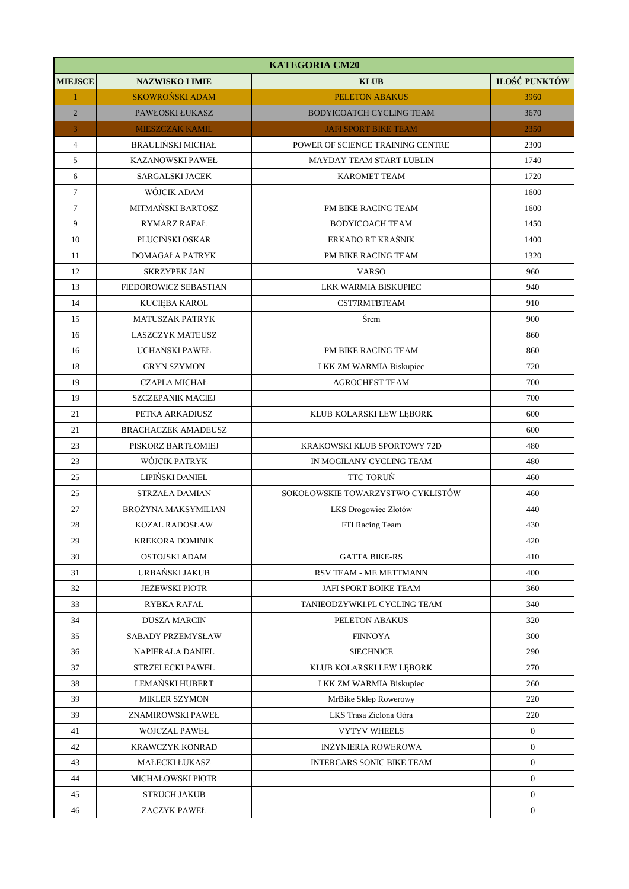| KATEGORIA CM20 | | | |
|---|---|---|---|
| **MIEJSCE** | **NAZWISKO I IMIE** | **KLUB** | **ILOŚĆ PUNKTÓW** |
| 1 | SKOWROŃSKI ADAM | PELETON ABAKUS | 3960 |
| 2 | PAWŁOSKI ŁUKASZ | BODYICOATCH CYCLING TEAM | 3670 |
| 3 | MIESZCZAK KAMIL | JAFI SPORT BIKE TEAM | 2350 |
| 4 | BRAULIŃSKI MICHAŁ | POWER OF SCIENCE TRAINING CENTRE | 2300 |
| 5 | KAZANOWSKI PAWEŁ | MAYDAY TEAM START LUBLIN | 1740 |
| 6 | SARGALSKI JACEK | KAROMET TEAM | 1720 |
| 7 | WÓJCIK ADAM | | 1600 |
| 7 | MITMAŃSKI BARTOSZ | PM BIKE RACING TEAM | 1600 |
| 9 | RYMARZ RAFAŁ | BODYICOACH TEAM | 1450 |
| 10 | PLUCIŃSKI OSKAR | ERKADO RT KRAŚNIK | 1400 |
| 11 | DOMAGAŁA PATRYK | PM BIKE RACING TEAM | 1320 |
| 12 | SKRZYPEK JAN | VARSO | 960 |
| 13 | FIEDOROWICZ SEBASTIAN | LKK WARMIA BISKUPIEC | 940 |
| 14 | KUCIĘBA KAROL | CST7RMTBTEAM | 910 |
| 15 | MATUSZAK PATRYK | Śrem | 900 |
| 16 | LASZCZYK MATEUSZ | | 860 |
| 16 | UCHAŃSKI PAWEŁ | PM BIKE RACING TEAM | 860 |
| 18 | GRYN SZYMON | LKK ZM WARMIA Biskupiec | 720 |
| 19 | CZAPLA MICHAŁ | AGROCHEST TEAM | 700 |
| 19 | SZCZEPANIK MACIEJ | | 700 |
| 21 | PETKA ARKADIUSZ | KLUB KOLARSKI LEW LĘBORK | 600 |
| 21 | BRACHACZEK AMADEUSZ | | 600 |
| 23 | PISKORZ BARTŁOMIEJ | KRAKOWSKI KLUB SPORTOWY 72D | 480 |
| 23 | WÓJCIK PATRYK | IN MOGILANY CYCLING TEAM | 480 |
| 25 | LIPIŃSKI DANIEL | TTC TORUŃ | 460 |
| 25 | STRZAŁA DAMIAN | SOKOŁOWSKIE TOWARZYSTWO CYKLISTÓW | 460 |
| 27 | BROŻYNA MAKSYMILIAN | LKS Drogowiec Złotów | 440 |
| 28 | KOZAL RADOSŁAW | FTI Racing Team | 430 |
| 29 | KREKORA DOMINIK | | 420 |
| 30 | OSTOJSKI ADAM | GATTA BIKE-RS | 410 |
| 31 | URBAŃSKI JAKUB | RSV TEAM - ME METTMANN | 400 |
| 32 | JEŻEWSKI PIOTR | JAFI SPORT BOIKE TEAM | 360 |
| 33 | RYBKA RAFAŁ | TANIEODZYWKI.PL CYCLING TEAM | 340 |
| 34 | DUSZA MARCIN | PELETON ABAKUS | 320 |
| 35 | SABADY PRZEMYSŁAW | FINNOYA | 300 |
| 36 | NAPIERAŁA DANIEL | SIECHNICE | 290 |
| 37 | STRZELECKI PAWEŁ | KLUB KOLARSKI LEW LĘBORK | 270 |
| 38 | LEMAŃSKI HUBERT | LKK ZM WARMIA Biskupiec | 260 |
| 39 | MIKLER SZYMON | MrBike Sklep Rowerowy | 220 |
| 39 | ZNAMIROWSKI PAWEŁ | LKS Trasa Zielona Góra | 220 |
| 41 | WOJCZAL PAWEŁ | VYTYV WHEELS | 0 |
| 42 | KRAWCZYK KONRAD | INŻYNIERIA ROWEROWA | 0 |
| 43 | MAŁECKI ŁUKASZ | INTERCARS SONIC BIKE TEAM | 0 |
| 44 | MICHAŁOWSKI PIOTR | | 0 |
| 45 | STRUCH JAKUB | | 0 |
| 46 | ZACZYK PAWEŁ | | 0 |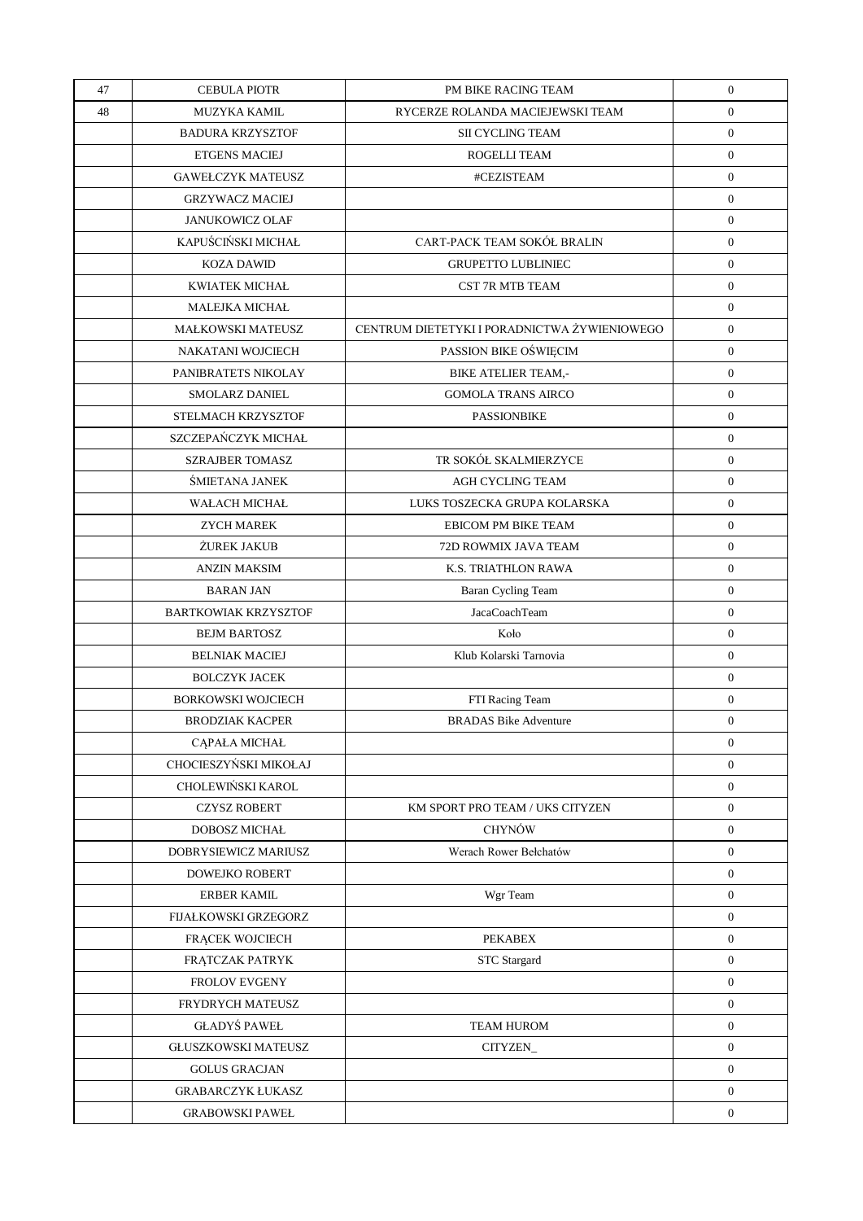| 47 | CEBULA PIOTR | PM BIKE RACING TEAM | 0 |
|---|---|---|---|
| 48 | MUZYKA KAMIL | RYCERZE ROLANDA MACIEJEWSKI TEAM | 0 |
| | BADURA KRZYSZTOF | SII CYCLING TEAM | 0 |
| | ETGENS MACIEJ | ROGELLI TEAM | 0 |
| | GAWEŁCZYK MATEUSZ | #CEZISTEAM | 0 |
| | GRZYWACZ MACIEJ | | 0 |
| | JANUKOWICZ OLAF | | 0 |
| | KAPUŚCIŃSKI MICHAŁ | CART-PACK TEAM SOKÓŁ BRALIN | 0 |
| | KOZA DAWID | GRUPETTO LUBLINIEC | 0 |
| | KWIATEK MICHAŁ | CST 7R MTB TEAM | 0 |
| | MALEJKA MICHAŁ | | 0 |
| | MAŁKOWSKI MATEUSZ | CENTRUM DIETETYKI I PORADNICTWA ŻYWIENIOWEGO | 0 |
| | NAKATANI WOJCIECH | PASSION BIKE OŚWIĘCIM | 0 |
| | PANIBRATETS NIKOLAY | BIKE ATELIER TEAM,- | 0 |
| | SMOLARZ DANIEL | GOMOLA TRANS AIRCO | 0 |
| | STELMACH KRZYSZTOF | PASSIONBIKE | 0 |
| | SZCZEPAŃCZYK MICHAŁ | | 0 |
| | SZRAJBER TOMASZ | TR SOKÓŁ SKALMIERZYCE | 0 |
| | ŚMIETANA JANEK | AGH CYCLING TEAM | 0 |
| | WAŁACH MICHAŁ | LUKS TOSZECKA GRUPA KOLARSKA | 0 |
| | ZYCH MAREK | EBICOM PM BIKE TEAM | 0 |
| | ŻUREK JAKUB | 72D ROWMIX JAVA TEAM | 0 |
| | ANZIN MAKSIM | K.S. TRIATHLON RAWA | 0 |
| | BARAN JAN | Baran Cycling Team | 0 |
| | BARTKOWIAK KRZYSZTOF | JacaCoachTeam | 0 |
| | BEJM BARTOSZ | Koło | 0 |
| | BELNIAK MACIEJ | Klub Kolarski Tarnovia | 0 |
| | BOLCZYK JACEK | | 0 |
| | BORKOWSKI WOJCIECH | FTI Racing Team | 0 |
| | BRODZIAK KACPER | BRADAS Bike Adventure | 0 |
| | CĄPAŁA MICHAŁ | | 0 |
| | CHOCIESZYŃSKI MIKOŁAJ | | 0 |
| | CHOLEWIŃSKI KAROL | | 0 |
| | CZYSZ ROBERT | KM SPORT PRO TEAM / UKS CITYZEN | 0 |
| | DOBOSZ MICHAŁ | CHYNÓW | 0 |
| | DOBRYSIEWICZ MARIUSZ | Werach Rower Bełchatów | 0 |
| | DOWEJKO ROBERT | | 0 |
| | ERBER KAMIL | Wgr Team | 0 |
| | FIJAŁKOWSKI GRZEGORZ | | 0 |
| | FRĄCEK WOJCIECH | PEKABEX | 0 |
| | FRĄTCZAK PATRYK | STC Stargard | 0 |
| | FROLOV EVGENY | | 0 |
| | FRYDRYCH MATEUSZ | | 0 |
| | GŁADYŚ PAWEŁ | TEAM HUROM | 0 |
| | GŁUSZKOWSKI MATEUSZ | CITYZEN_ | 0 |
| | GOLUS GRACJAN | | 0 |
| | GRABARCZYK ŁUKASZ | | 0 |
| | GRABOWSKI PAWEŁ | | 0 |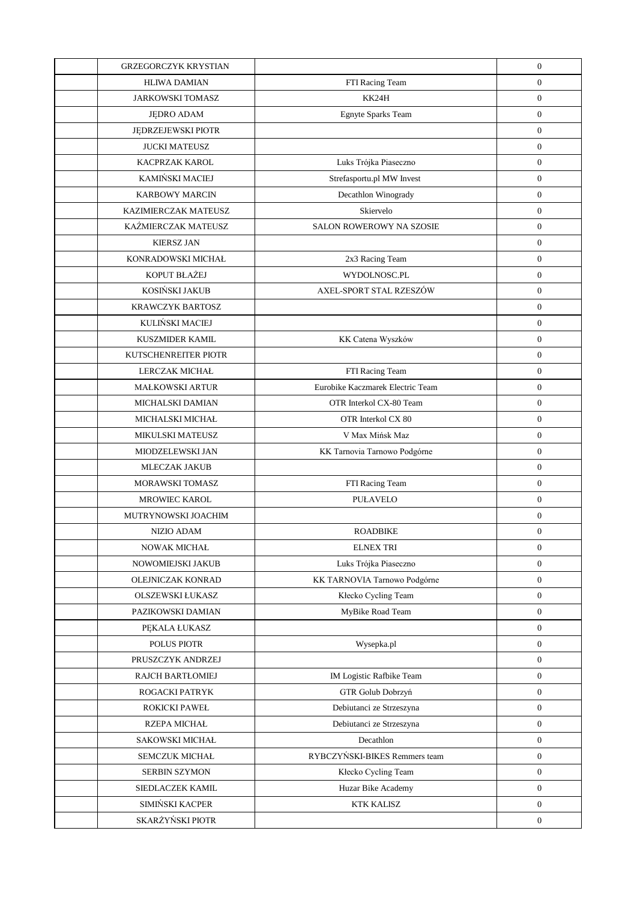| | | | |
|---|---|---|---|
| | GRZEGORCZYK KRYSTIAN | | 0 |
| | HLIWA DAMIAN | FTI Racing Team | 0 |
| | JARKOWSKI TOMASZ | KK24H | 0 |
| | JĘDRO ADAM | Egnyte Sparks Team | 0 |
| | JĘDRZEJEWSKI PIOTR | | 0 |
| | JUCKI MATEUSZ | | 0 |
| | KACPRZAK KAROL | Luks Trójka Piaseczno | 0 |
| | KAMIŃSKI MACIEJ | Strefasportu.pl MW Invest | 0 |
| | KARBOWY MARCIN | Decathlon Winogrady | 0 |
| | KAZIMIERCZAK MATEUSZ | Skiervelo | 0 |
| | KAŹMIERCZAK MATEUSZ | SALON ROWEROWY NA SZOSIE | 0 |
| | KIERSZ JAN | | 0 |
| | KONRADOWSKI MICHAŁ | 2x3 Racing Team | 0 |
| | KOPUT BŁAŻEJ | WYDOLNOSC.PL | 0 |
| | KOSIŃSKI JAKUB | AXEL-SPORT STAL RZESZÓW | 0 |
| | KRAWCZYK BARTOSZ | | 0 |
| | KULIŃSKI MACIEJ | | 0 |
| | KUSZMIDER KAMIL | KK Catena Wyszków | 0 |
| | KUTSCHENREITER PIOTR | | 0 |
| | LERCZAK MICHAŁ | FTI Racing Team | 0 |
| | MAŁKOWSKI ARTUR | Eurobike Kaczmarek Electric Team | 0 |
| | MICHALSKI DAMIAN | OTR Interkol CX-80 Team | 0 |
| | MICHALSKI MICHAŁ | OTR Interkol CX 80 | 0 |
| | MIKULSKI MATEUSZ | V Max Mińsk Maz | 0 |
| | MIODZELEWSKI JAN | KK Tarnovia Tarnowo Podgórne | 0 |
| | MLECZAK JAKUB | | 0 |
| | MORAWSKI TOMASZ | FTI Racing Team | 0 |
| | MROWIEC KAROL | PUŁAVELO | 0 |
| | MUTRYNOWSKI JOACHIM | | 0 |
| | NIZIO ADAM | ROADBIKE | 0 |
| | NOWAK MICHAŁ | ELNEX TRI | 0 |
| | NOWOMIEJSKI JAKUB | Luks Trójka Piaseczno | 0 |
| | OLEJNICZAK KONRAD | KK TARNOVIA Tarnowo Podgórne | 0 |
| | OLSZEWSKI ŁUKASZ | Kłecko Cycling Team | 0 |
| | PAZIKOWSKI DAMIAN | MyBike Road Team | 0 |
| | PĘKALA ŁUKASZ | | 0 |
| | POLUS PIOTR | Wysepka.pl | 0 |
| | PRUSZCZYK ANDRZEJ | | 0 |
| | RAJCH BARTŁOMIEJ | IM Logistic Rafbike Team | 0 |
| | ROGACKI PATRYK | GTR Golub Dobrzyń | 0 |
| | ROKICKI PAWEŁ | Debiutanci ze Strzeszyna | 0 |
| | RZEPA MICHAŁ | Debiutanci ze Strzeszyna | 0 |
| | SAKOWSKI MICHAŁ | Decathlon | 0 |
| | SEMCZUK MICHAŁ | RYBCZYŃSKI-BIKES Remmers team | 0 |
| | SERBIN SZYMON | Kłecko Cycling Team | 0 |
| | SIEDLACZEK KAMIL | Huzar Bike Academy | 0 |
| | SIMIŃSKI KACPER | KTK KALISZ | 0 |
| | SKARŻYŃSKI PIOTR | | 0 |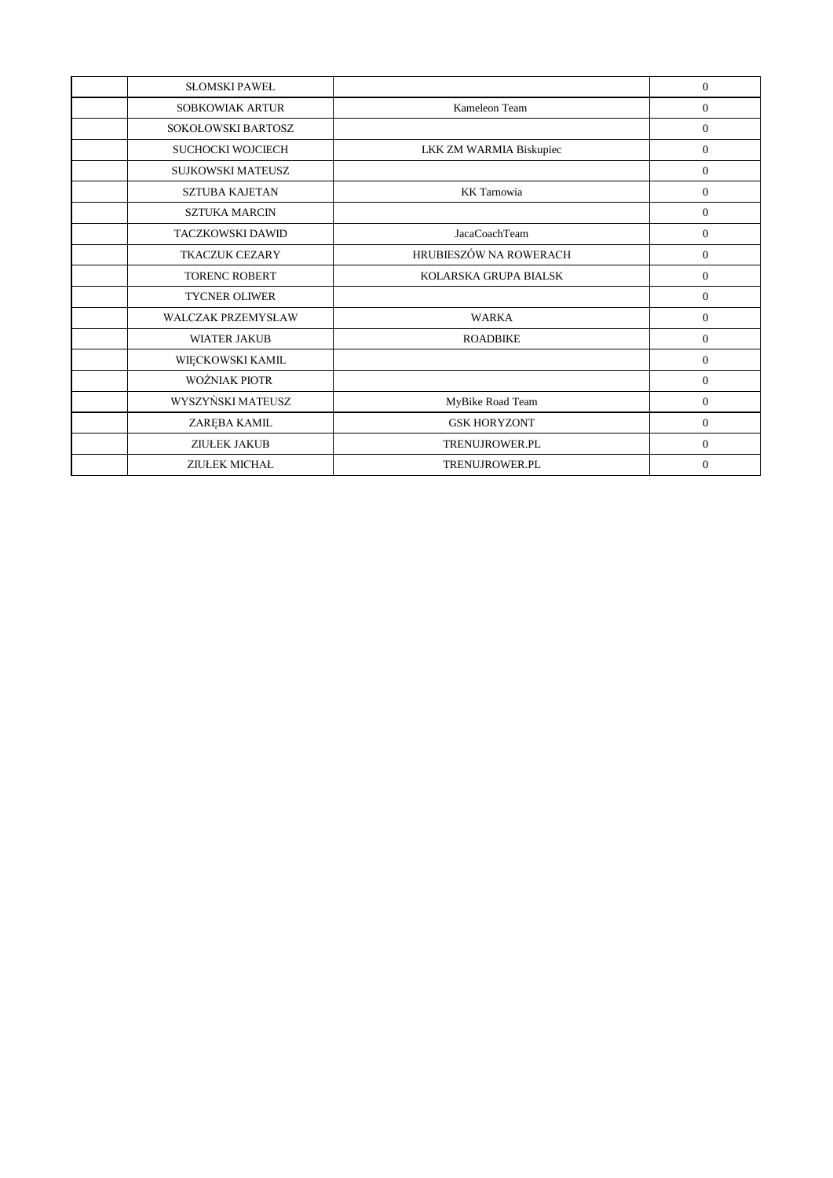| | | | |
|---|---|---|---|
| | SŁOMSKI PAWEŁ | | 0 |
| | SOBKOWIAK ARTUR | Kameleon Team | 0 |
| | SOKOŁOWSKI BARTOSZ | | 0 |
| | SUCHOCKI WOJCIECH | LKK ZM WARMIA Biskupiec | 0 |
| | SUJKOWSKI MATEUSZ | | 0 |
| | SZTUBA KAJETAN | KK Tarnowia | 0 |
| | SZTUKA MARCIN | | 0 |
| | TACZKOWSKI DAWID | JacaCoachTeam | 0 |
| | TKACZUK CEZARY | HRUBIESZÓW NA ROWERACH | 0 |
| | TORENC ROBERT | KOLARSKA GRUPA BIALSK | 0 |
| | TYCNER OLIWER | | 0 |
| | WALCZAK PRZEMYSŁAW | WARKA | 0 |
| | WIATER JAKUB | ROADBIKE | 0 |
| | WIĘCKOWSKI KAMIL | | 0 |
| | WOŹNIAK PIOTR | | 0 |
| | WYSZYŃSKI MATEUSZ | MyBike Road Team | 0 |
| | ZARĘBA KAMIL | GSK HORYZONT | 0 |
| | ZIUŁEK JAKUB | TRENUJROWER.PL | 0 |
| | ZIUŁEK MICHAŁ | TRENUJROWER.PL | 0 |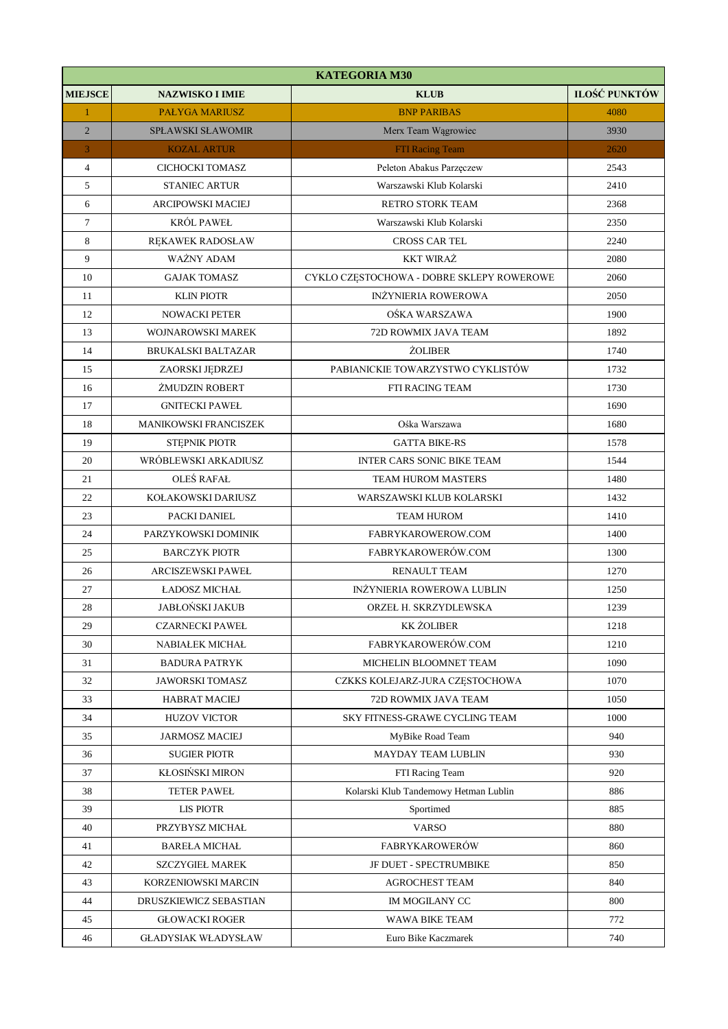| KATEGORIA M30 | | | |
|---|---|---|---|
| **MIEJSCE** | **NAZWISKO I IMIE** | **KLUB** | **ILOŚĆ PUNKTÓW** |
| 1 | PAŁYGA MARIUSZ | BNP PARIBAS | 4080 |
| 2 | SPŁAWSKI SŁAWOMIR | Merx Team Wągrowiec | 3930 |
| 3 | KOZAL ARTUR | FTI Racing Team | 2620 |
| 4 | CICHOCKI TOMASZ | Peleton Abakus Parzęczew | 2543 |
| 5 | STANIEC ARTUR | Warszawski Klub Kolarski | 2410 |
| 6 | ARCIPOWSKI MACIEJ | RETRO STORK TEAM | 2368 |
| 7 | KRÓL PAWEŁ | Warszawski Klub Kolarski | 2350 |
| 8 | RĘKAWEK RADOSŁAW | CROSS CAR TEL | 2240 |
| 9 | WAŻNY ADAM | KKT WIRAŻ | 2080 |
| 10 | GAJAK TOMASZ | CYKLO CZĘSTOCHOWA - DOBRE SKLEPY ROWEROWE | 2060 |
| 11 | KLIN PIOTR | INŻYNIERIA ROWEROWA | 2050 |
| 12 | NOWACKI PETER | OŚKA WARSZAWA | 1900 |
| 13 | WOJNAROWSKI MAREK | 72D ROWMIX JAVA TEAM | 1892 |
| 14 | BRUKALSKI BALTAZAR | ŻOLIBER | 1740 |
| 15 | ZAORSKI JĘDRZEJ | PABIANICKIE TOWARZYSTWO CYKLISTÓW | 1732 |
| 16 | ŻMUDZIN ROBERT | FTI RACING TEAM | 1730 |
| 17 | GNITECKI PAWEŁ | | 1690 |
| 18 | MANIKOWSKI FRANCISZEK | Ośka Warszawa | 1680 |
| 19 | STĘPNIK PIOTR | GATTA BIKE-RS | 1578 |
| 20 | WRÓBLEWSKI ARKADIUSZ | INTER CARS SONIC BIKE TEAM | 1544 |
| 21 | OLEŚ RAFAŁ | TEAM HUROM MASTERS | 1480 |
| 22 | KOŁAKOWSKI DARIUSZ | WARSZAWSKI KLUB KOLARSKI | 1432 |
| 23 | PACKI DANIEL | TEAM HUROM | 1410 |
| 24 | PARZYKOWSKI DOMINIK | FABRYKAROWEROW.COM | 1400 |
| 25 | BARCZYK PIOTR | FABRYKAROWERÓW.COM | 1300 |
| 26 | ARCISZEWSKI PAWEŁ | RENAULT TEAM | 1270 |
| 27 | ŁADOSZ MICHAŁ | INŻYNIERIA ROWEROWA LUBLIN | 1250 |
| 28 | JABŁOŃSKI JAKUB | ORZEŁ H. SKRZYDLEWSKA | 1239 |
| 29 | CZARNECKI PAWEŁ | KK ŻOLIBER | 1218 |
| 30 | NABIAŁEK MICHAŁ | FABRYKAROWERÓW.COM | 1210 |
| 31 | BADURA PATRYK | MICHELIN BLOOMNET TEAM | 1090 |
| 32 | JAWORSKI TOMASZ | CZKKS KOLEJARZ-JURA CZĘSTOCHOWA | 1070 |
| 33 | HABRAT MACIEJ | 72D ROWMIX JAVA TEAM | 1050 |
| 34 | HUZOV VICTOR | SKY FITNESS-GRAWE CYCLING TEAM | 1000 |
| 35 | JARMOSZ MACIEJ | MyBike Road Team | 940 |
| 36 | SUGIER PIOTR | MAYDAY TEAM LUBLIN | 930 |
| 37 | KŁOSIŃSKI MIRON | FTI Racing Team | 920 |
| 38 | TETER PAWEŁ | Kolarski Klub Tandemowy Hetman Lublin | 886 |
| 39 | LIS PIOTR | Sportimed | 885 |
| 40 | PRZYBYSZ MICHAŁ | VARSO | 880 |
| 41 | BAREŁA MICHAŁ | FABRYKAROWERÓW | 860 |
| 42 | SZCZYGIEŁ MAREK | JF DUET - SPECTRUMBIKE | 850 |
| 43 | KORZENIOWSKI MARCIN | AGROCHEST TEAM | 840 |
| 44 | DRUSZKIEWICZ SEBASTIAN | IM MOGILANY CC | 800 |
| 45 | GŁOWACKI ROGER | WAWA BIKE TEAM | 772 |
| 46 | GŁADYSIAK WŁADYSŁAW | Euro Bike Kaczmarek | 740 |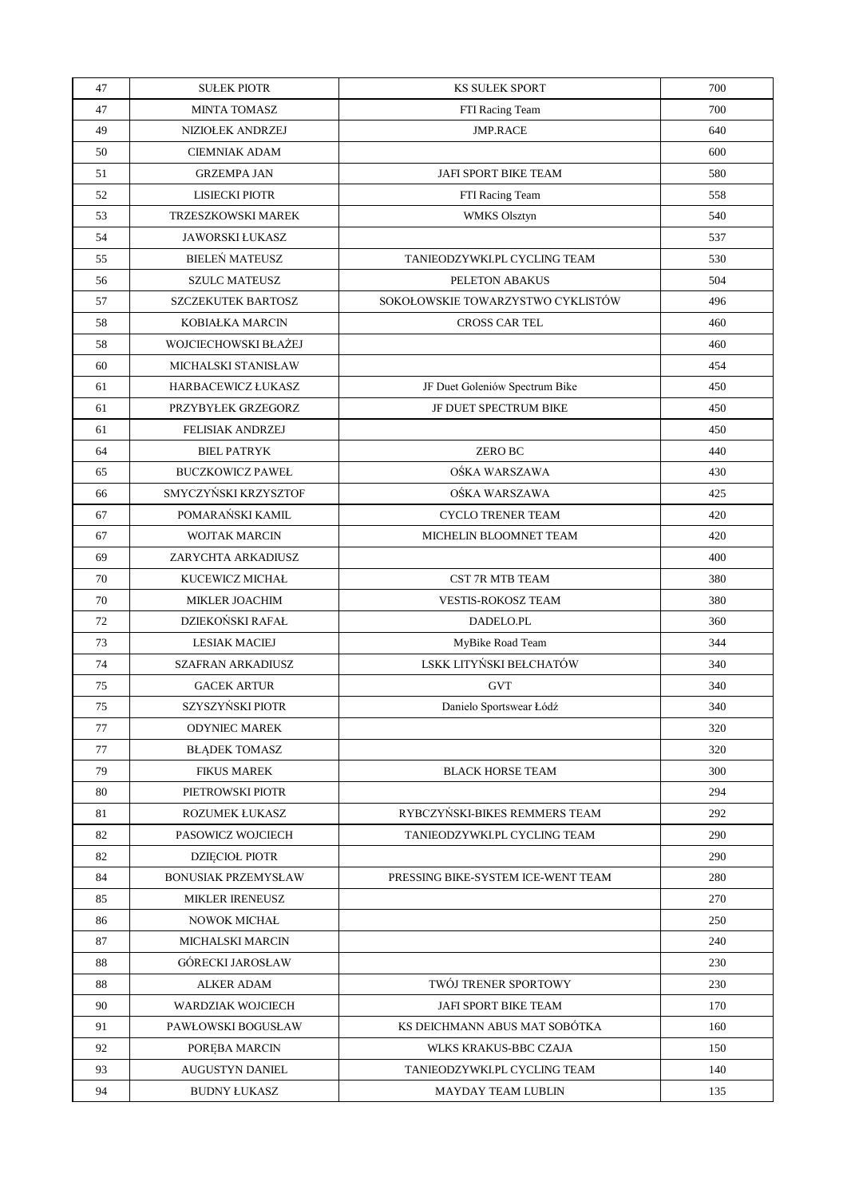| 47 | SUŁEK PIOTR | KS SUŁEK SPORT | 700 |
|---|---|---|---|
| 47 | MINTA TOMASZ | FTI Racing Team | 700 |
| 49 | NIZIOŁEK ANDRZEJ | JMP.RACE | 640 |
| 50 | CIEMNIAK ADAM | | 600 |
| 51 | GRZEMPA JAN | JAFI SPORT BIKE TEAM | 580 |
| 52 | LISIECKI PIOTR | FTI Racing Team | 558 |
| 53 | TRZESZKOWSKI MAREK | WMKS Olsztyn | 540 |
| 54 | JAWORSKI ŁUKASZ | | 537 |
| 55 | BIELEŃ MATEUSZ | TANIEODZYWKI.PL CYCLING TEAM | 530 |
| 56 | SZULC MATEUSZ | PELETON ABAKUS | 504 |
| 57 | SZCZEKUTEK BARTOSZ | SOKOŁOWSKIE TOWARZYSTWO CYKLISTÓW | 496 |
| 58 | KOBIAŁKA MARCIN | CROSS CAR TEL | 460 |
| 58 | WOJCIECHOWSKI BŁAŻEJ | | 460 |
| 60 | MICHALSKI STANISŁAW | | 454 |
| 61 | HARBACEWICZ ŁUKASZ | JF Duet Goleniów Spectrum Bike | 450 |
| 61 | PRZYBYŁEK GRZEGORZ | JF DUET SPECTRUM BIKE | 450 |
| 61 | FELISIAK ANDRZEJ | | 450 |
| 64 | BIEL PATRYK | ZERO BC | 440 |
| 65 | BUCZKOWICZ PAWEŁ | OŚKA WARSZAWA | 430 |
| 66 | SMYCZYŃSKI KRZYSZTOF | OŚKA WARSZAWA | 425 |
| 67 | POMARAŃSKI KAMIL | CYCLO TRENER TEAM | 420 |
| 67 | WOJTAK MARCIN | MICHELIN BLOOMNET TEAM | 420 |
| 69 | ZARYCHTA ARKADIUSZ | | 400 |
| 70 | KUCEWICZ MICHAŁ | CST 7R MTB TEAM | 380 |
| 70 | MIKLER JOACHIM | VESTIS-ROKOSZ TEAM | 380 |
| 72 | DZIEKOŃSKI RAFAŁ | DADELO.PL | 360 |
| 73 | LESIAK MACIEJ | MyBike Road Team | 344 |
| 74 | SZAFRAN ARKADIUSZ | LSKK LITYŃSKI BEŁCHATÓW | 340 |
| 75 | GACEK ARTUR | GVT | 340 |
| 75 | SZYSZYŃSKI PIOTR | Danielo Sportswear Łódź | 340 |
| 77 | ODYNIEC MAREK | | 320 |
| 77 | BŁĄDEK TOMASZ | | 320 |
| 79 | FIKUS MAREK | BLACK HORSE TEAM | 300 |
| 80 | PIETROWSKI PIOTR | | 294 |
| 81 | ROZUMEK ŁUKASZ | RYBCZYŃSKI-BIKES REMMERS TEAM | 292 |
| 82 | PASOWICZ WOJCIECH | TANIEODZYWKI.PL CYCLING TEAM | 290 |
| 82 | DZIĘCIOŁ PIOTR | | 290 |
| 84 | BONUSIAK PRZEMYSŁAW | PRESSING BIKE-SYSTEM ICE-WENT TEAM | 280 |
| 85 | MIKLER IRENEUSZ | | 270 |
| 86 | NOWOK MICHAŁ | | 250 |
| 87 | MICHALSKI MARCIN | | 240 |
| 88 | GÓRECKI JAROSŁAW | | 230 |
| 88 | ALKER ADAM | TWÓJ TRENER SPORTOWY | 230 |
| 90 | WARDZIAK WOJCIECH | JAFI SPORT BIKE TEAM | 170 |
| 91 | PAWŁOWSKI BOGUSŁAW | KS DEICHMANN ABUS MAT SOBÓTKA | 160 |
| 92 | PORĘBA MARCIN | WLKS KRAKUS-BBC CZAJA | 150 |
| 93 | AUGUSTYN DANIEL | TANIEODZYWKI.PL CYCLING TEAM | 140 |
| 94 | BUDNY ŁUKASZ | MAYDAY TEAM LUBLIN | 135 |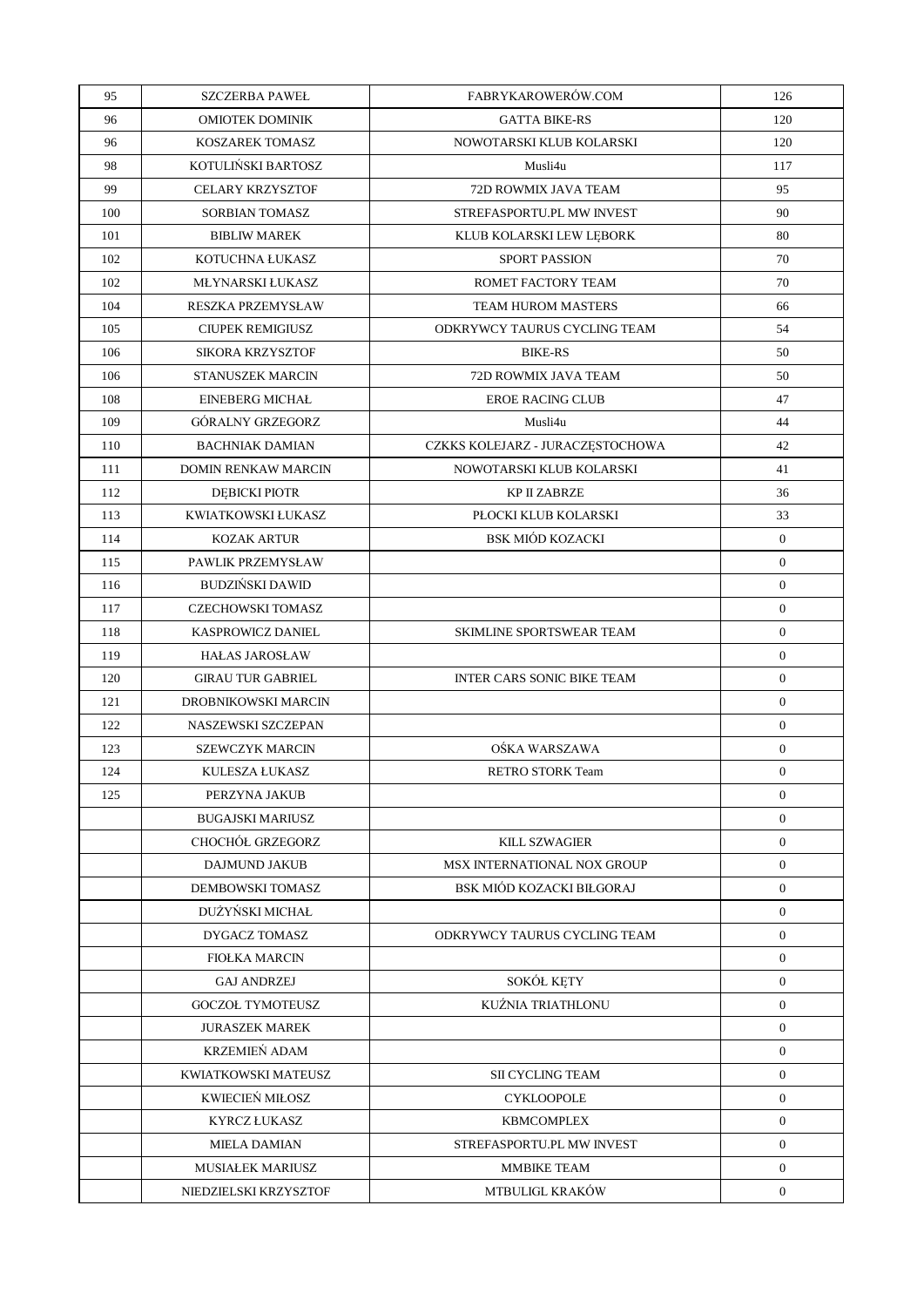| 95 | SZCZERBA PAWEŁ | FABRYKAROWERÓW.COM | 126 |
|---|---|---|---|
| 96 | OMIOTEK DOMINIK | GATTA BIKE-RS | 120 |
| 96 | KOSZAREK TOMASZ | NOWOTARSKI KLUB KOLARSKI | 120 |
| 98 | KOTULIŃSKI BARTOSZ | Musli4u | 117 |
| 99 | CELARY KRZYSZTOF | 72D ROWMIX JAVA TEAM | 95 |
| 100 | SORBIAN TOMASZ | STREFASPORTU.PL MW INVEST | 90 |
| 101 | BIBLIW MAREK | KLUB KOLARSKI LEW LĘBORK | 80 |
| 102 | KOTUCHNA ŁUKASZ | SPORT PASSION | 70 |
| 102 | MŁYNARSKI ŁUKASZ | ROMET FACTORY TEAM | 70 |
| 104 | RESZKA PRZEMYSŁAW | TEAM HUROM MASTERS | 66 |
| 105 | CIUPEK REMIGIUSZ | ODKRYWCY TAURUS CYCLING TEAM | 54 |
| 106 | SIKORA KRZYSZTOF | BIKE-RS | 50 |
| 106 | STANUSZEK MARCIN | 72D ROWMIX JAVA TEAM | 50 |
| 108 | EINEBERG MICHAŁ | EROE RACING CLUB | 47 |
| 109 | GÓRALNY GRZEGORZ | Musli4u | 44 |
| 110 | BACHNIAK DAMIAN | CZKKS KOLEJARZ - JURACZĘSTOCHOWA | 42 |
| 111 | DOMIN RENKAW MARCIN | NOWOTARSKI KLUB KOLARSKI | 41 |
| 112 | DĘBICKI PIOTR | KP II ZABRZE | 36 |
| 113 | KWIATKOWSKI ŁUKASZ | PŁOCKI KLUB KOLARSKI | 33 |
| 114 | KOZAK ARTUR | BSK MIÓD KOZACKI | 0 |
| 115 | PAWLIK PRZEMYSŁAW | | 0 |
| 116 | BUDZIŃSKI DAWID | | 0 |
| 117 | CZECHOWSKI TOMASZ | | 0 |
| 118 | KASPROWICZ DANIEL | SKIMLINE SPORTSWEAR TEAM | 0 |
| 119 | HAŁAS JAROSŁAW | | 0 |
| 120 | GIRAU TUR GABRIEL | INTER CARS SONIC BIKE TEAM | 0 |
| 121 | DROBNIKOWSKI MARCIN | | 0 |
| 122 | NASZEWSKI SZCZEPAN | | 0 |
| 123 | SZEWCZYK MARCIN | OŚKA WARSZAWA | 0 |
| 124 | KULESZA ŁUKASZ | RETRO STORK Team | 0 |
| 125 | PERZYNA JAKUB | | 0 |
| | BUGAJSKI MARIUSZ | | 0 |
| | CHOCHÓŁ GRZEGORZ | KILL SZWAGIER | 0 |
| | DAJMUND JAKUB | MSX INTERNATIONAL NOX GROUP | 0 |
| | DEMBOWSKI TOMASZ | BSK MIÓD KOZACKI BIŁGORAJ | 0 |
| | DUŻYŃSKI MICHAŁ | | 0 |
| | DYGACZ TOMASZ | ODKRYWCY TAURUS CYCLING TEAM | 0 |
| | FIOŁKA MARCIN | | 0 |
| | GAJ ANDRZEJ | SOKÓŁ KĘTY | 0 |
| | GOCZOŁ TYMOTEUSZ | KUŹNIA TRIATHLONU | 0 |
| | JURASZEK MAREK | | 0 |
| | KRZEMIEŃ ADAM | | 0 |
| | KWIATKOWSKI MATEUSZ | SII CYCLING TEAM | 0 |
| | KWIECIEŃ MIŁOSZ | CYKLOOPOLE | 0 |
| | KYRCZ ŁUKASZ | KBMCOMPLEX | 0 |
| | MIELA DAMIAN | STREFASPORTU.PL MW INVEST | 0 |
| | MUSIAŁEK MARIUSZ | MMBIKE TEAM | 0 |
| | NIEDZIELSKI KRZYSZTOF | MTBULIGL KRAKÓW | 0 |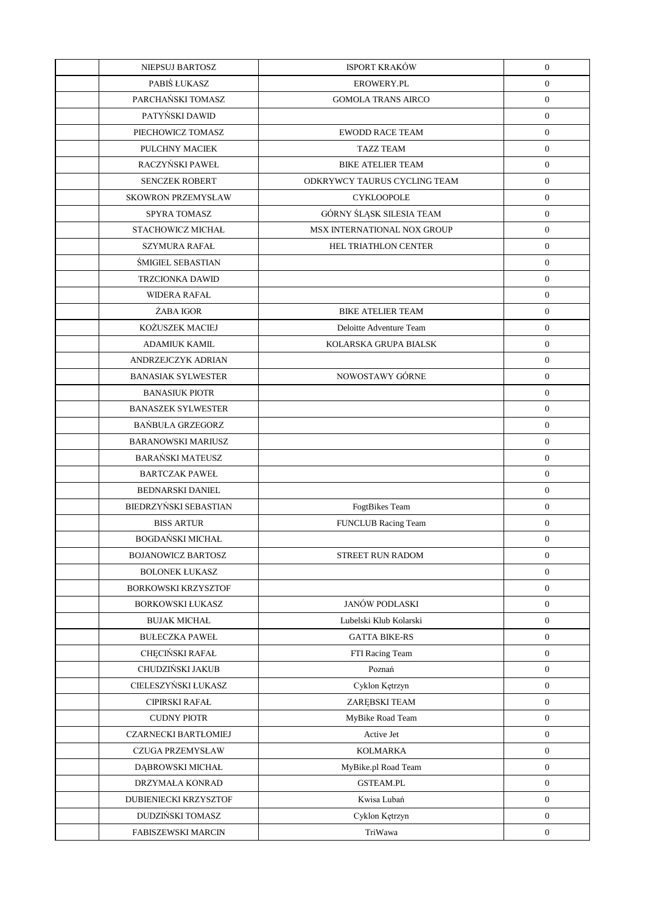| | | | |
|---|---|---|---|
| | NIEPSUJ BARTOSZ | ISPORT KRAKÓW | 0 |
| | PABIŚ ŁUKASZ | EROWERY.PL | 0 |
| | PARCHAŃSKI TOMASZ | GOMOLA TRANS AIRCO | 0 |
| | PATYŃSKI DAWID | | 0 |
| | PIECHOWICZ TOMASZ | EWODD RACE TEAM | 0 |
| | PULCHNY MACIEK | TAZZ TEAM | 0 |
| | RACZYŃSKI PAWEŁ | BIKE ATELIER TEAM | 0 |
| | SENCZEK ROBERT | ODKRYWCY TAURUS CYCLING TEAM | 0 |
| | SKOWRON PRZEMYSŁAW | CYKLOOPOLE | 0 |
| | SPYRA TOMASZ | GÓRNY ŚLĄSK SILESIA TEAM | 0 |
| | STACHOWICZ MICHAŁ | MSX INTERNATIONAL NOX GROUP | 0 |
| | SZYMURA RAFAŁ | HEL TRIATHLON CENTER | 0 |
| | ŚMIGIEL SEBASTIAN | | 0 |
| | TRZCIONKA DAWID | | 0 |
| | WIDERA RAFAŁ | | 0 |
| | ŻABA IGOR | BIKE ATELIER TEAM | 0 |
| | KOŻUSZEK MACIEJ | Deloitte Adventure Team | 0 |
| | ADAMIUK KAMIL | KOLARSKA GRUPA BIALSK | 0 |
| | ANDRZEJCZYK ADRIAN | | 0 |
| | BANASIAK SYLWESTER | NOWOSTAWY GÓRNE | 0 |
| | BANASIUK PIOTR | | 0 |
| | BANASZEK SYLWESTER | | 0 |
| | BAŃBUŁA GRZEGORZ | | 0 |
| | BARANOWSKI MARIUSZ | | 0 |
| | BARAŃSKI MATEUSZ | | 0 |
| | BARTCZAK PAWEŁ | | 0 |
| | BEDNARSKI DANIEL | | 0 |
| | BIEDRZYŃSKI SEBASTIAN | FogtBikes Team | 0 |
| | BISS ARTUR | FUNCLUB Racing Team | 0 |
| | BOGDAŃSKI MICHAŁ | | 0 |
| | BOJANOWICZ BARTOSZ | STREET RUN RADOM | 0 |
| | BOLONEK ŁUKASZ | | 0 |
| | BORKOWSKI KRZYSZTOF | | 0 |
| | BORKOWSKI ŁUKASZ | JANÓW PODLASKI | 0 |
| | BUJAK MICHAŁ | Lubelski Klub Kolarski | 0 |
| | BUŁECZKA PAWEŁ | GATTA BIKE-RS | 0 |
| | CHĘCIŃSKI RAFAŁ | FTI Racing Team | 0 |
| | CHUDZIŃSKI JAKUB | Poznań | 0 |
| | CIELESZYŃSKI ŁUKASZ | Cyklon Kętrzyn | 0 |
| | CIPIRSKI RAFAŁ | ZARĘBSKI TEAM | 0 |
| | CUDNY PIOTR | MyBike Road Team | 0 |
| | CZARNECKI BARTŁOMIEJ | Active Jet | 0 |
| | CZUGA PRZEMYSŁAW | KOLMARKA | 0 |
| | DĄBROWSKI MICHAŁ | MyBike.pl Road Team | 0 |
| | DRZYMAŁA KONRAD | GSTEAM.PL | 0 |
| | DUBIENIECKI KRZYSZTOF | Kwisa Lubań | 0 |
| | DUDZIŃSKI TOMASZ | Cyklon Kętrzyn | 0 |
| | FABISZEWSKI MARCIN | TriWawa | 0 |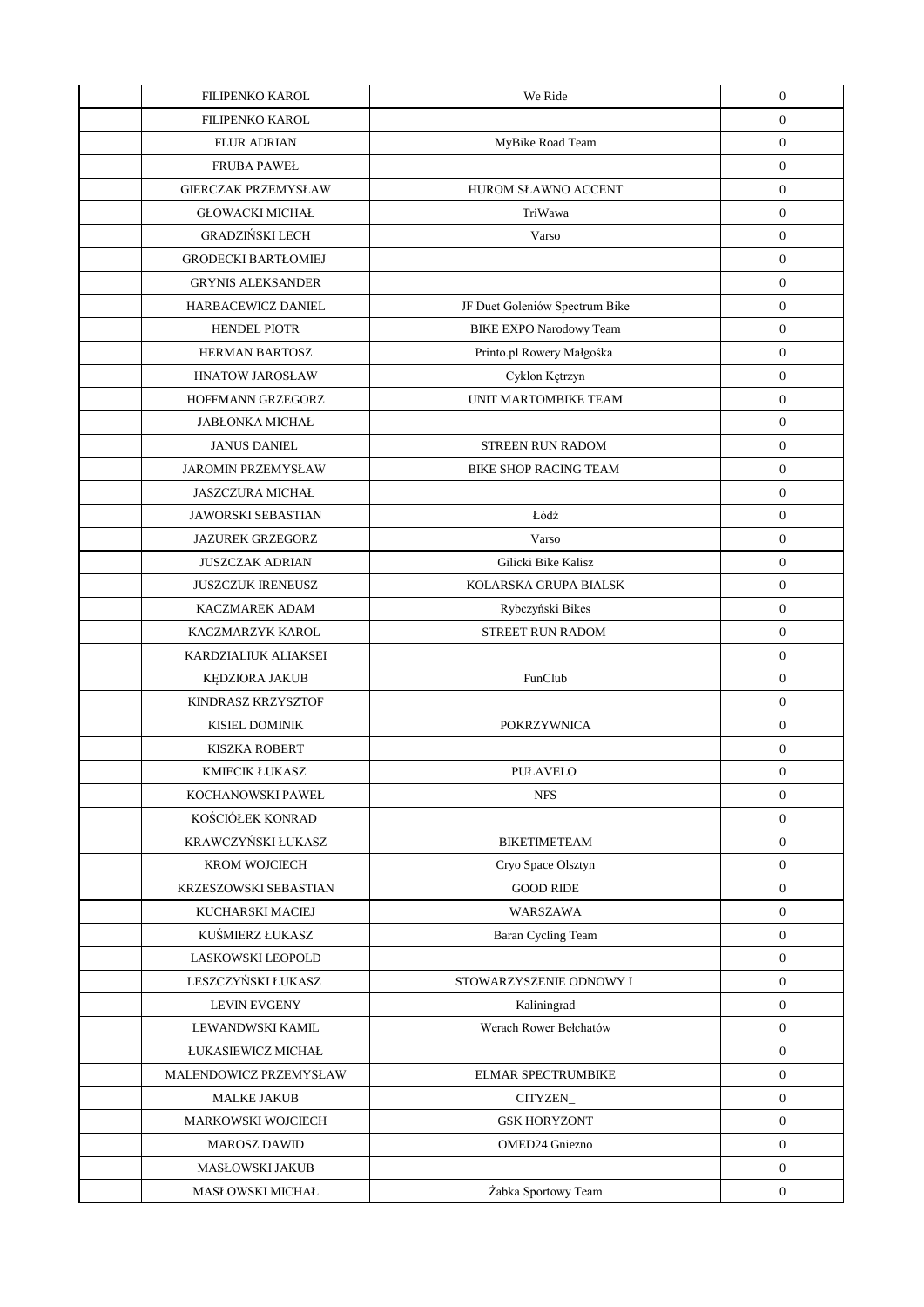| | | | |
|---|---|---|---|
| | FILIPENKO KAROL | We Ride | 0 |
| | FILIPENKO KAROL | | 0 |
| | FLUR ADRIAN | MyBike Road Team | 0 |
| | FRUBA PAWEŁ | | 0 |
| | GIERCZAK PRZEMYSŁAW | HUROM SŁAWNO ACCENT | 0 |
| | GŁOWACKI MICHAŁ | TriWawa | 0 |
| | GRADZIŃSKI LECH | Varso | 0 |
| | GRODECKI BARTŁOMIEJ | | 0 |
| | GRYNIS ALEKSANDER | | 0 |
| | HARBACEWICZ DANIEL | JF Duet Goleniów Spectrum Bike | 0 |
| | HENDEL PIOTR | BIKE EXPO Narodowy Team | 0 |
| | HERMAN BARTOSZ | Printo.pl Rowery Małgośka | 0 |
| | HNATOW JAROSŁAW | Cyklon Kętrzyn | 0 |
| | HOFFMANN GRZEGORZ | UNIT MARTOMBIKE TEAM | 0 |
| | JABŁONKA MICHAŁ | | 0 |
| | JANUS DANIEL | STREEN RUN RADOM | 0 |
| | JAROMIN PRZEMYSŁAW | BIKE SHOP RACING TEAM | 0 |
| | JASZCZURA MICHAŁ | | 0 |
| | JAWORSKI SEBASTIAN | Łódź | 0 |
| | JAZUREK GRZEGORZ | Varso | 0 |
| | JUSZCZAK ADRIAN | Gilicki Bike Kalisz | 0 |
| | JUSZCZUK IRENEUSZ | KOLARSKA GRUPA BIALSK | 0 |
| | KACZMAREK ADAM | Rybczyński Bikes | 0 |
| | KACZMARZYK KAROL | STREET RUN RADOM | 0 |
| | KARDZIALIUK ALIAKSEI | | 0 |
| | KĘDZIORA JAKUB | FunClub | 0 |
| | KINDRASZ KRZYSZTOF | | 0 |
| | KISIEL DOMINIK | POKRZYWNICA | 0 |
| | KISZKA ROBERT | | 0 |
| | KMIECIK ŁUKASZ | PUŁAVELO | 0 |
| | KOCHANOWSKI PAWEŁ | NFS | 0 |
| | KOŚCIÓŁEK KONRAD | | 0 |
| | KRAWCZYŃSKI ŁUKASZ | BIKETIMETEAM | 0 |
| | KROM WOJCIECH | Cryo Space Olsztyn | 0 |
| | KRZESZOWSKI SEBASTIAN | GOOD RIDE | 0 |
| | KUCHARSKI MACIEJ | WARSZAWA | 0 |
| | KUŚMIERZ ŁUKASZ | Baran Cycling Team | 0 |
| | LASKOWSKI LEOPOLD | | 0 |
| | LESZCZYŃSKI ŁUKASZ | STOWARZYSZENIE ODNOWY I | 0 |
| | LEVIN EVGENY | Kaliningrad | 0 |
| | LEWANDWSKI KAMIL | Werach Rower Bełchatów | 0 |
| | ŁUKASIEWICZ MICHAŁ | | 0 |
| | MALENDOWICZ PRZEMYSŁAW | ELMAR SPECTRUMBIKE | 0 |
| | MALKE JAKUB | CITYZEN_ | 0 |
| | MARKOWSKI WOJCIECH | GSK HORYZONT | 0 |
| | MAROSZ DAWID | OMED24 Gniezno | 0 |
| | MASŁOWSKI JAKUB | | 0 |
| | MASŁOWSKI MICHAŁ | Żabka Sportowy Team | 0 |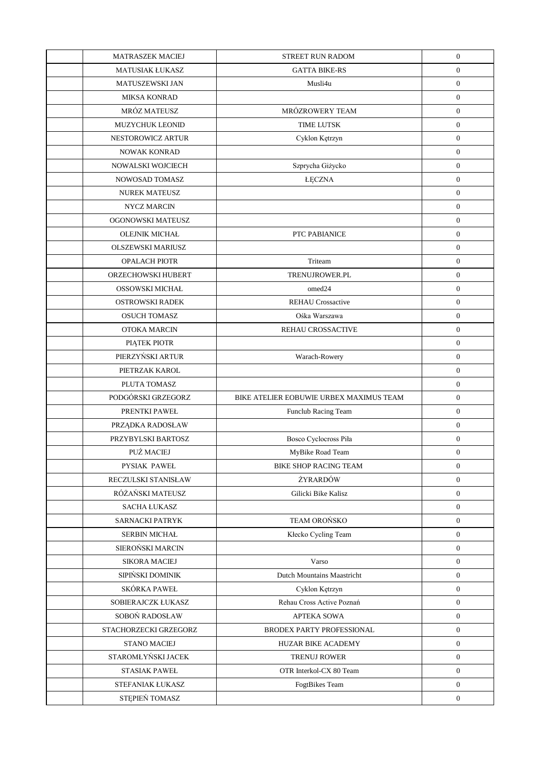| | | | |
|---|---|---|---|
| | MATRASZEK MACIEJ | STREET RUN RADOM | 0 |
| | MATUSIAK ŁUKASZ | GATTA BIKE-RS | 0 |
| | MATUSZEWSKI JAN | Musli4u | 0 |
| | MIKSA KONRAD | | 0 |
| | MRÓZ MATEUSZ | MRÓZROWERY TEAM | 0 |
| | MUZYCHUK LEONID | TIME LUTSK | 0 |
| | NESTOROWICZ ARTUR | Cyklon Kętrzyn | 0 |
| | NOWAK KONRAD | | 0 |
| | NOWALSKI WOJCIECH | Szprycha Giżycko | 0 |
| | NOWOSAD TOMASZ | ŁĘCZNA | 0 |
| | NUREK MATEUSZ | | 0 |
| | NYCZ MARCIN | | 0 |
| | OGONOWSKI MATEUSZ | | 0 |
| | OLEJNIK MICHAŁ | PTC PABIANICE | 0 |
| | OLSZEWSKI MARIUSZ | | 0 |
| | OPALACH PIOTR | Triteam | 0 |
| | ORZECHOWSKI HUBERT | TRENUJROWER.PL | 0 |
| | OSSOWSKI MICHAŁ | omed24 | 0 |
| | OSTROWSKI RADEK | REHAU Crossactive | 0 |
| | OSUCH TOMASZ | Ośka Warszawa | 0 |
| | OTOKA MARCIN | REHAU CROSSACTIVE | 0 |
| | PIĄTEK PIOTR | | 0 |
| | PIERZYŃSKI ARTUR | Warach-Rowery | 0 |
| | PIETRZAK KAROL | | 0 |
| | PLUTA TOMASZ | | 0 |
| | PODGÓRSKI GRZEGORZ | BIKE ATELIER EOBUWIE URBEX MAXIMUS TEAM | 0 |
| | PRENTKI PAWEŁ | Funclub Racing Team | 0 |
| | PRZĄDKA RADOSŁAW | | 0 |
| | PRZYBYLSKI BARTOSZ | Bosco Cyclocross Piła | 0 |
| | PUŹ MACIEJ | MyBike Road Team | 0 |
| | PYSIAK PAWEŁ | BIKE SHOP RACING TEAM | 0 |
| | RECZULSKI STANISŁAW | ŻYRARDÓW | 0 |
| | RÓŻAŃSKI MATEUSZ | Gilicki Bike Kalisz | 0 |
| | SACHA ŁUKASZ | | 0 |
| | SARNACKI PATRYK | TEAM OROŃSKO | 0 |
| | SERBIN MICHAŁ | Kłecko Cycling Team | 0 |
| | SIEROŃSKI MARCIN | | 0 |
| | SIKORA MACIEJ | Varso | 0 |
| | SIPIŃSKI DOMINIK | Dutch Mountains Maastricht | 0 |
| | SKÓRKA PAWEŁ | Cyklon Kętrzyn | 0 |
| | SOBIERAJCZK ŁUKASZ | Rehau Cross Active Poznań | 0 |
| | SOBOŃ RADOSŁAW | APTEKA SOWA | 0 |
| | STACHORZECKI GRZEGORZ | BRODEX PARTY PROFESSIONAL | 0 |
| | STANO MACIEJ | HUZAR BIKE ACADEMY | 0 |
| | STAROMŁYŃSKI JACEK | TRENUJ ROWER | 0 |
| | STASIAK PAWEŁ | OTR Interkol-CX 80 Team | 0 |
| | STEFANIAK ŁUKASZ | FogtBikes Team | 0 |
| | STĘPIEŃ TOMASZ | | 0 |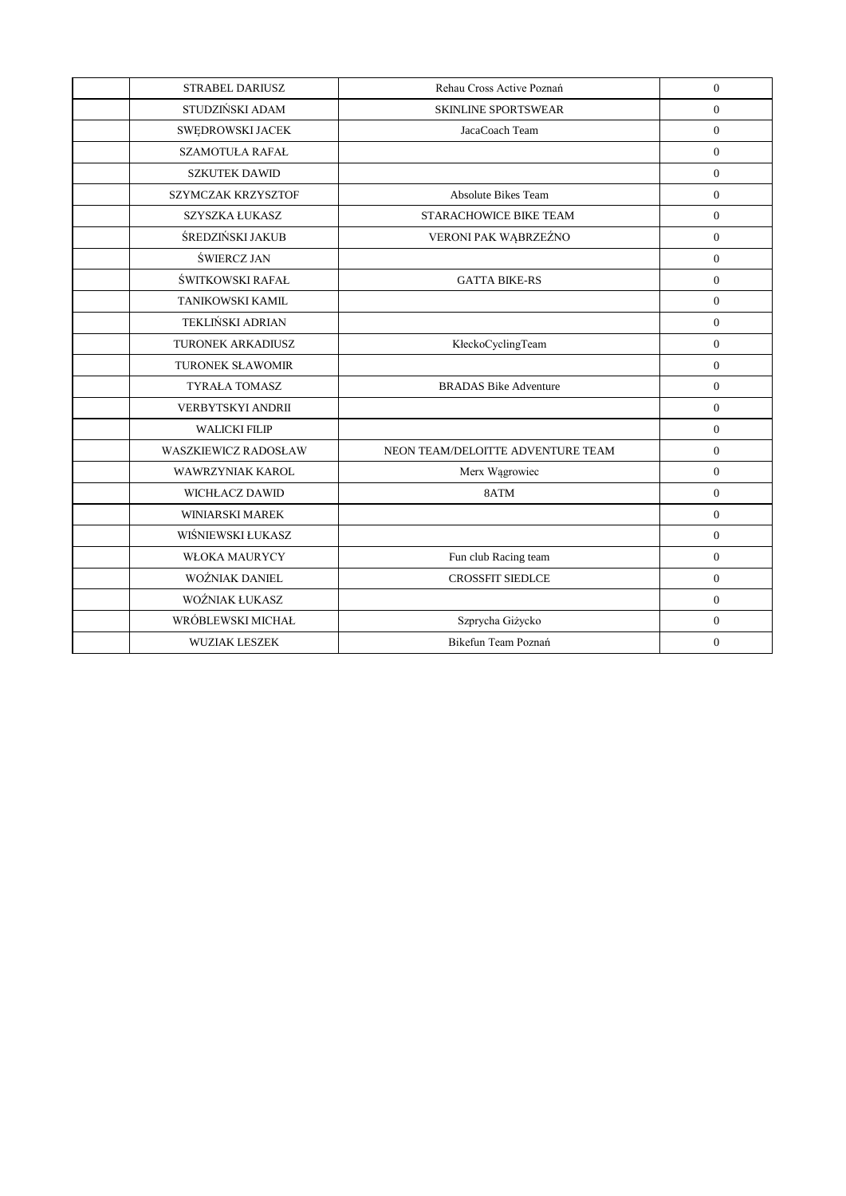| | | | |
|---|---|---|---|
| | STRABEL DARIUSZ | Rehau Cross Active Poznań | 0 |
| | STUDZIŃSKI ADAM | SKINLINE SPORTSWEAR | 0 |
| | SWĘDROWSKI JACEK | JacaCoach Team | 0 |
| | SZAMOTUŁA RAFAŁ | | 0 |
| | SZKUTEK DAWID | | 0 |
| | SZYMCZAK KRZYSZTOF | Absolute Bikes Team | 0 |
| | SZYSZKA ŁUKASZ | STARACHOWICE BIKE TEAM | 0 |
| | ŚREDZIŃSKI JAKUB | VERONI PAK WĄBRZEŹNO | 0 |
| | ŚWIERCZ JAN | | 0 |
| | ŚWITKOWSKI RAFAŁ | GATTA BIKE-RS | 0 |
| | TANIKOWSKI KAMIL | | 0 |
| | TEKLIŃSKI ADRIAN | | 0 |
| | TURONEK ARKADIUSZ | KłeckoCyclingTeam | 0 |
| | TURONEK SŁAWOMIR | | 0 |
| | TYRAŁA TOMASZ | BRADAS Bike Adventure | 0 |
| | VERBYTSKYI ANDRII | | 0 |
| | WALICKI FILIP | | 0 |
| | WASZKIEWICZ RADOSŁAW | NEON TEAM/DELOITTE ADVENTURE TEAM | 0 |
| | WAWRZYNIAK KAROL | Merx Wągrowiec | 0 |
| | WICHŁACZ DAWID | 8ATM | 0 |
| | WINIARSKI MAREK | | 0 |
| | WIŚNIEWSKI ŁUKASZ | | 0 |
| | WŁOKA MAURYCY | Fun club Racing team | 0 |
| | WOŹNIAK DANIEL | CROSSFIT SIEDLCE | 0 |
| | WOŹNIAK ŁUKASZ | | 0 |
| | WRÓBLEWSKI MICHAŁ | Szprycha Giżycko | 0 |
| | WUZIAK LESZEK | Bikefun Team Poznań | 0 |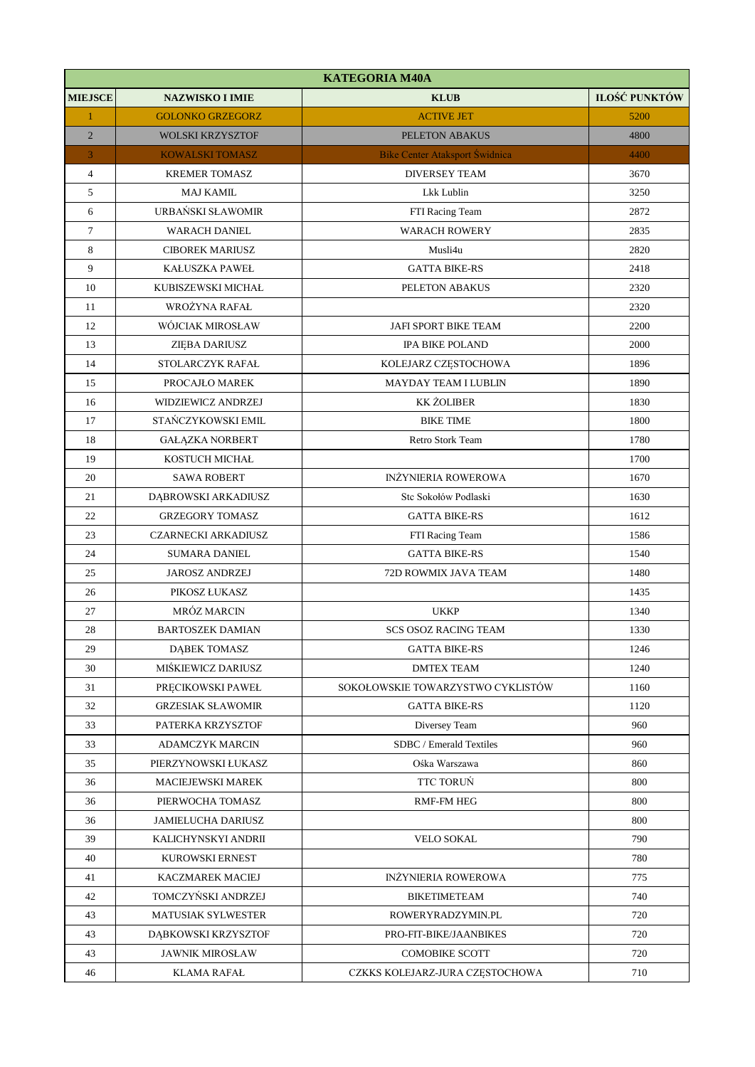| KATEGORIA M40A | | | |
|---|---|---|---|
| **MIEJSCE** | **NAZWISKO I IMIE** | **KLUB** | **ILOŚĆ PUNKTÓW** |
| 1 | GOLONKO GRZEGORZ | ACTIVE JET | 5200 |
| 2 | WOLSKI KRZYSZTOF | PELETON ABAKUS | 4800 |
| 3 | KOWALSKI TOMASZ | Bike Center Ataksport Świdnica | 4400 |
| 4 | KREMER TOMASZ | DIVERSEY TEAM | 3670 |
| 5 | MAJ KAMIL | Lkk Lublin | 3250 |
| 6 | URBAŃSKI SŁAWOMIR | FTI Racing Team | 2872 |
| 7 | WARACH DANIEL | WARACH ROWERY | 2835 |
| 8 | CIBOREK MARIUSZ | Musli4u | 2820 |
| 9 | KAŁUSZKA PAWEŁ | GATTA BIKE-RS | 2418 |
| 10 | KUBISZEWSKI MICHAŁ | PELETON ABAKUS | 2320 |
| 11 | WROŻYNA RAFAŁ | | 2320 |
| 12 | WÓJCIAK MIROSŁAW | JAFI SPORT BIKE TEAM | 2200 |
| 13 | ZIĘBA DARIUSZ | IPA BIKE POLAND | 2000 |
| 14 | STOLARCZYK RAFAŁ | KOLEJARZ CZĘSTOCHOWA | 1896 |
| 15 | PROCAJŁO MAREK | MAYDAY TEAM I LUBLIN | 1890 |
| 16 | WIDZIEWICZ ANDRZEJ | KK ŻOLIBER | 1830 |
| 17 | STAŃCZYKOWSKI EMIL | BIKE TIME | 1800 |
| 18 | GAŁĄZKA NORBERT | Retro Stork Team | 1780 |
| 19 | KOSTUCH MICHAŁ | | 1700 |
| 20 | SAWA ROBERT | INŻYNIERIA ROWEROWA | 1670 |
| 21 | DĄBROWSKI ARKADIUSZ | Stc Sokołów Podlaski | 1630 |
| 22 | GRZEGORY TOMASZ | GATTA BIKE-RS | 1612 |
| 23 | CZARNECKI ARKADIUSZ | FTI Racing Team | 1586 |
| 24 | SUMARA DANIEL | GATTA BIKE-RS | 1540 |
| 25 | JAROSZ ANDRZEJ | 72D ROWMIX JAVA TEAM | 1480 |
| 26 | PIKOSZ ŁUKASZ | | 1435 |
| 27 | MRÓZ MARCIN | UKKP | 1340 |
| 28 | BARTOSZEK DAMIAN | SCS OSOZ RACING TEAM | 1330 |
| 29 | DĄBEK TOMASZ | GATTA BIKE-RS | 1246 |
| 30 | MIŚKIEWICZ DARIUSZ | DMTEX TEAM | 1240 |
| 31 | PRĘCIKOWSKI PAWEŁ | SOKOŁOWSKIE TOWARZYSTWO CYKLISTÓW | 1160 |
| 32 | GRZESIAK SŁAWOMIR | GATTA BIKE-RS | 1120 |
| 33 | PATERKA KRZYSZTOF | Diversey Team | 960 |
| 33 | ADAMCZYK MARCIN | SDBC / Emerald Textiles | 960 |
| 35 | PIERZYNOWSKI ŁUKASZ | Ośka Warszawa | 860 |
| 36 | MACIEJEWSKI MAREK | TTC TORUŃ | 800 |
| 36 | PIERWOCHA TOMASZ | RMF-FM HEG | 800 |
| 36 | JAMIELUCHA DARIUSZ | | 800 |
| 39 | KALICHYNSKYI ANDRII | VELO SOKAL | 790 |
| 40 | KUROWSKI ERNEST | | 780 |
| 41 | KACZMAREK MACIEJ | INŻYNIERIA ROWEROWA | 775 |
| 42 | TOMCZYŃSKI ANDRZEJ | BIKETIMETEAM | 740 |
| 43 | MATUSIAK SYLWESTER | ROWERYRADZYMIN.PL | 720 |
| 43 | DĄBKOWSKI KRZYSZTOF | PRO-FIT-BIKE/JAANBIKES | 720 |
| 43 | JAWNIK MIROSŁAW | COMOBIKE SCOTT | 720 |
| 46 | KLAMA RAFAŁ | CZKKS KOLEJARZ-JURA CZĘSTOCHOWA | 710 |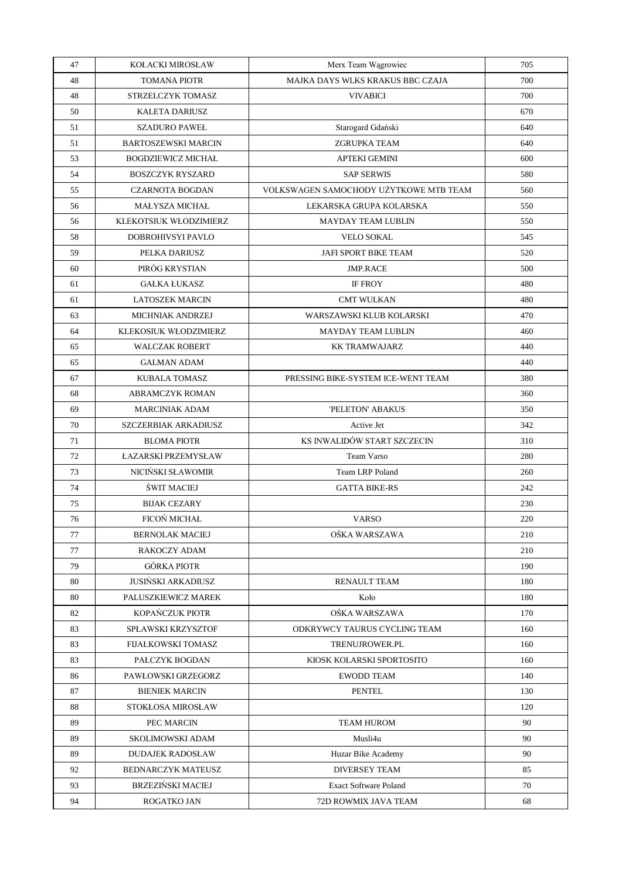| | | | |
|---|---|---|---|
| 47 | KOŁACKI MIROSŁAW | Merx Team Wągrowiec | 705 |
| 48 | TOMANA PIOTR | MAJKA DAYS WLKS KRAKUS BBC CZAJA | 700 |
| 48 | STRZELCZYK TOMASZ | VIVABICI | 700 |
| 50 | KALETA DARIUSZ | | 670 |
| 51 | SZADURO PAWEŁ | Starogard Gdański | 640 |
| 51 | BARTOSZEWSKI MARCIN | ZGRUPKA TEAM | 640 |
| 53 | BOGDZIEWICZ MICHAŁ | APTEKI GEMINI | 600 |
| 54 | BOSZCZYK RYSZARD | SAP SERWIS | 580 |
| 55 | CZARNOTA BOGDAN | VOLKSWAGEN SAMOCHODY UŻYTKOWE MTB TEAM | 560 |
| 56 | MAŁYSZA MICHAŁ | LEKARSKA GRUPA KOLARSKA | 550 |
| 56 | KLEKOTSIUK WŁODZIMIERZ | MAYDAY TEAM LUBLIN | 550 |
| 58 | DOBROHIVSYI PAVLO | VELO SOKAL | 545 |
| 59 | PELKA DARIUSZ | JAFI SPORT BIKE TEAM | 520 |
| 60 | PIRÓG KRYSTIAN | JMP.RACE | 500 |
| 61 | GAŁKA ŁUKASZ | IF FROY | 480 |
| 61 | LATOSZEK MARCIN | CMT WULKAN | 480 |
| 63 | MICHNIAK ANDRZEJ | WARSZAWSKI KLUB KOLARSKI | 470 |
| 64 | KLEKOSIUK WŁODZIMIERZ | MAYDAY TEAM LUBLIN | 460 |
| 65 | WALCZAK ROBERT | KK TRAMWAJARZ | 440 |
| 65 | GALMAN ADAM | | 440 |
| 67 | KUBALA TOMASZ | PRESSING BIKE-SYSTEM ICE-WENT TEAM | 380 |
| 68 | ABRAMCZYK ROMAN | | 360 |
| 69 | MARCINIAK ADAM | 'PELETON' ABAKUS | 350 |
| 70 | SZCZERBIAK ARKADIUSZ | Active Jet | 342 |
| 71 | BLOMA PIOTR | KS INWALIDÓW START SZCZECIN | 310 |
| 72 | ŁAZARSKI PRZEMYSŁAW | Team Varso | 280 |
| 73 | NICIŃSKI SŁAWOMIR | Team LRP Poland | 260 |
| 74 | ŚWIT MACIEJ | GATTA BIKE-RS | 242 |
| 75 | BIJAK CEZARY | | 230 |
| 76 | FICOŃ MICHAŁ | VARSO | 220 |
| 77 | BERNOLAK MACIEJ | OŚKA WARSZAWA | 210 |
| 77 | RAKOCZY ADAM | | 210 |
| 79 | GÓRKA PIOTR | | 190 |
| 80 | JUSIŃSKI ARKADIUSZ | RENAULT TEAM | 180 |
| 80 | PALUSZKIEWICZ MAREK | Koło | 180 |
| 82 | KOPAŃCZUK PIOTR | OŚKA WARSZAWA | 170 |
| 83 | SPŁAWSKI KRZYSZTOF | ODKRYWCY TAURUS CYCLING TEAM | 160 |
| 83 | FIJAŁKOWSKI TOMASZ | TRENUJROWER.PL | 160 |
| 83 | PAŁCZYK BOGDAN | KIOSK KOLARSKI SPORTOSITO | 160 |
| 86 | PAWŁOWSKI GRZEGORZ | EWODD TEAM | 140 |
| 87 | BIENIEK MARCIN | PENTEL | 130 |
| 88 | STOKŁOSA MIROSŁAW | | 120 |
| 89 | PEC MARCIN | TEAM HUROM | 90 |
| 89 | SKOLIMOWSKI ADAM | Musli4u | 90 |
| 89 | DUDAJEK RADOSŁAW | Huzar Bike Academy | 90 |
| 92 | BEDNARCZYK MATEUSZ | DIVERSEY TEAM | 85 |
| 93 | BRZEZIŃSKI MACIEJ | Exact Software Poland | 70 |
| 94 | ROGATKO JAN | 72D ROWMIX JAVA TEAM | 68 |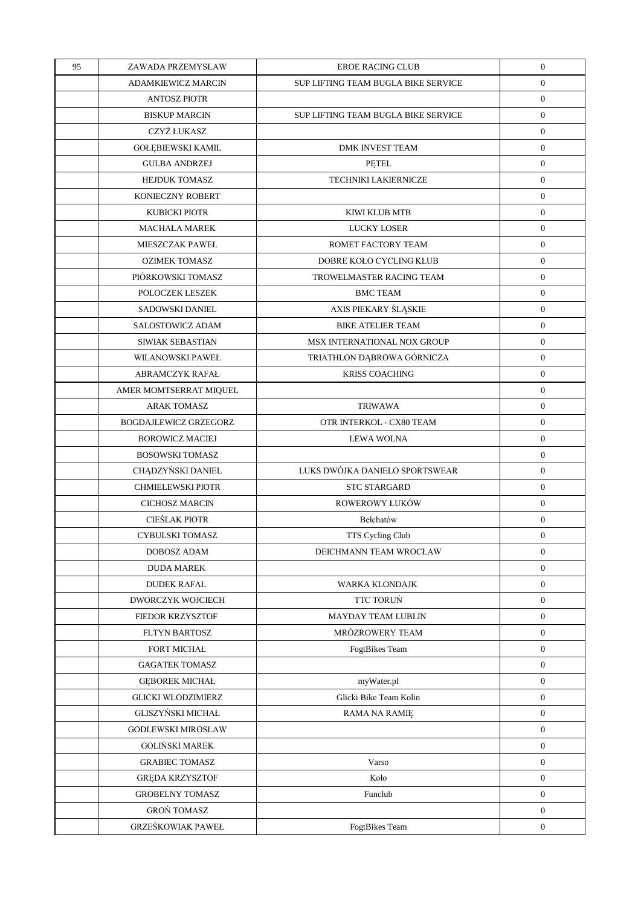| 95 | ZAWADA PRZEMYSŁAW | EROE RACING CLUB | 0 |
|---|---|---|---|
| | ADAMKIEWICZ MARCIN | SUP LIFTING TEAM BUGLA BIKE SERVICE | 0 |
| | ANTOSZ PIOTR | | 0 |
| | BISKUP MARCIN | SUP LIFTING TEAM BUGLA BIKE SERVICE | 0 |
| | CZYŻ ŁUKASZ | | 0 |
| | GOŁĘBIEWSKI KAMIL | DMK INVEST TEAM | 0 |
| | GULBA ANDRZEJ | PĘTEL | 0 |
| | HEJDUK TOMASZ | TECHNIKI LAKIERNICZE | 0 |
| | KONIECZNY ROBERT | | 0 |
| | KUBICKI PIOTR | KIWI KLUB MTB | 0 |
| | MACHAŁA MAREK | LUCKY LOSER | 0 |
| | MIESZCZAK PAWEŁ | ROMET FACTORY TEAM | 0 |
| | OZIMEK TOMASZ | DOBRE KOŁO CYCLING KLUB | 0 |
| | PIÓRKOWSKI TOMASZ | TROWELMASTER RACING TEAM | 0 |
| | POLOCZEK LESZEK | BMC TEAM | 0 |
| | SADOWSKI DANIEL | AXIS PIEKARY ŚLĄSKIE | 0 |
| | SALOSTOWICZ ADAM | BIKE ATELIER TEAM | 0 |
| | SIWIAK SEBASTIAN | MSX INTERNATIONAL NOX GROUP | 0 |
| | WILANOWSKI PAWEŁ | TRIATHLON DĄBROWA GÓRNICZA | 0 |
| | ABRAMCZYK RAFAŁ | KRISS COACHING | 0 |
| | AMER MOMTSERRAT MIQUEL | | 0 |
| | ARAK TOMASZ | TRIWAWA | 0 |
| | BOGDAJLEWICZ GRZEGORZ | OTR INTERKOL - CX80 TEAM | 0 |
| | BOROWICZ MACIEJ | LEWA WOLNA | 0 |
| | BOSOWSKI TOMASZ | | 0 |
| | CHĄDZYŃSKI DANIEL | LUKS DWÓJKA DANIELO SPORTSWEAR | 0 |
| | CHMIELEWSKI PIOTR | STC STARGARD | 0 |
| | CICHOSZ MARCIN | ROWEROWY ŁUKÓW | 0 |
| | CIEŚLAK PIOTR | Bełchatów | 0 |
| | CYBULSKI TOMASZ | TTS Cycling Club | 0 |
| | DOBOSZ ADAM | DEICHMANN TEAM WROCŁAW | 0 |
| | DUDA MAREK | | 0 |
| | DUDEK RAFAŁ | WARKA KLONDAJK | 0 |
| | DWORCZYK WOJCIECH | TTC TORUŃ | 0 |
| | FIEDOR KRZYSZTOF | MAYDAY TEAM LUBLIN | 0 |
| | FLTYN BARTOSZ | MRÓZROWERY TEAM | 0 |
| | FORT MICHAŁ | FogtBikes Team | 0 |
| | GAGATEK TOMASZ | | 0 |
| | GĘBOREK MICHAŁ | myWater.pl | 0 |
| | GLICKI WŁODZIMIERZ | Glicki Bike Team Kolin | 0 |
| | GLISZYŃSKI MICHAŁ | RAMA NA RAMIĘ | 0 |
| | GODLEWSKI MIROSŁAW | | 0 |
| | GOLIŃSKI MAREK | | 0 |
| | GRABIEC TOMASZ | Varso | 0 |
| | GRĘDA KRZYSZTOF | Koło | 0 |
| | GROBELNY TOMASZ | Funclub | 0 |
| | GROŃ TOMASZ | | 0 |
| | GRZEŚKOWIAK PAWEŁ | FogtBikes Team | 0 |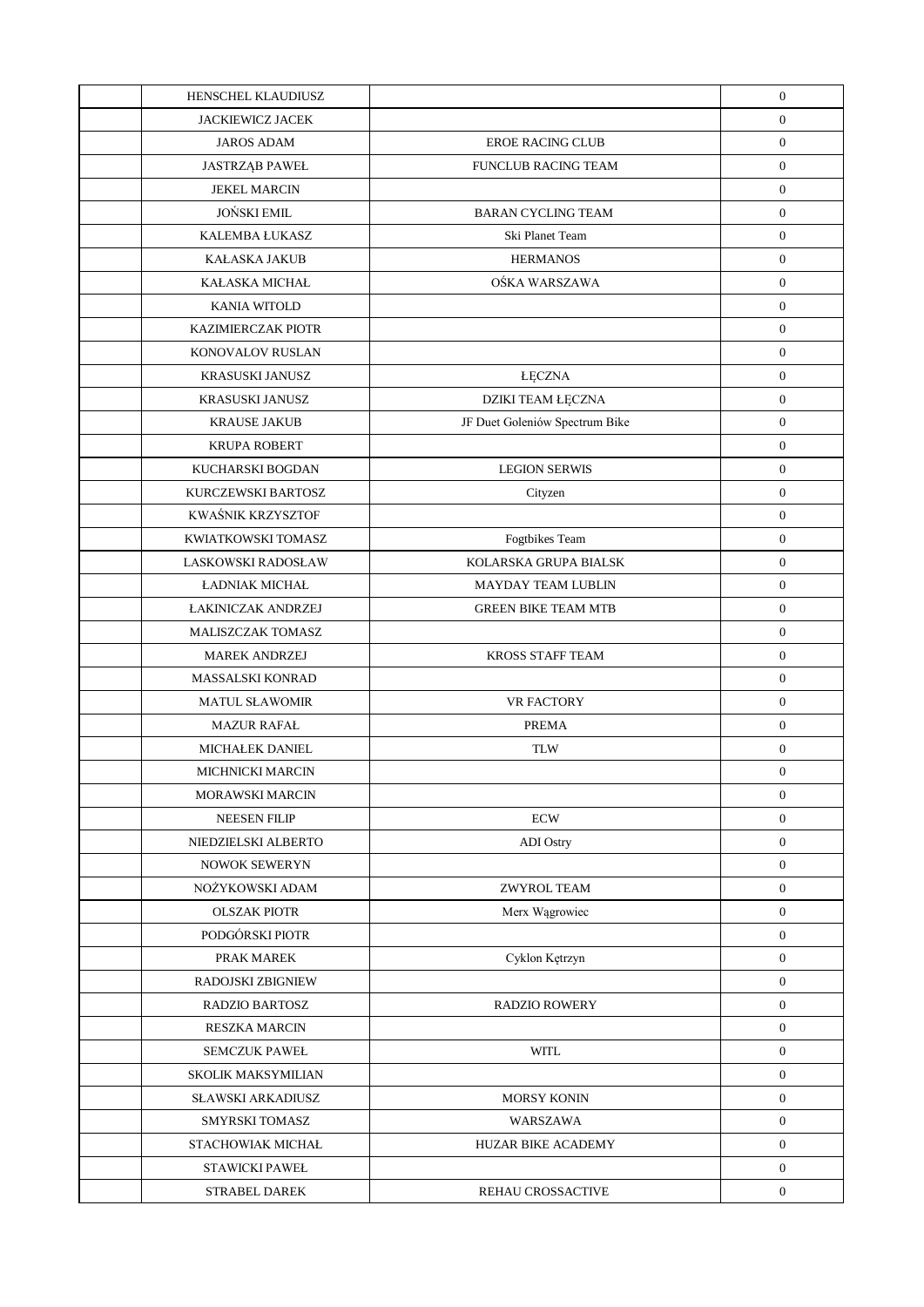|  |  |  |  |
|---|---|---|---|
|  | HENSCHEL KLAUDIUSZ |  | 0 |
|  | JACKIEWICZ JACEK |  | 0 |
|  | JAROS ADAM | EROE RACING CLUB | 0 |
|  | JASTRZĄB PAWEŁ | FUNCLUB RACING TEAM | 0 |
|  | JEKEL MARCIN |  | 0 |
|  | JOŃSKI EMIL | BARAN CYCLING TEAM | 0 |
|  | KALEMBA ŁUKASZ | Ski Planet Team | 0 |
|  | KAŁASKA JAKUB | HERMANOS | 0 |
|  | KAŁASKA MICHAŁ | OŚKA WARSZAWA | 0 |
|  | KANIA WITOLD |  | 0 |
|  | KAZIMIERCZAK PIOTR |  | 0 |
|  | KONOVALOV RUSLAN |  | 0 |
|  | KRASUSKI JANUSZ | ŁĘCZNA | 0 |
|  | KRASUSKI JANUSZ | DZIKI TEAM ŁĘCZNA | 0 |
|  | KRAUSE JAKUB | JF Duet Goleniów Spectrum Bike | 0 |
|  | KRUPA ROBERT |  | 0 |
|  | KUCHARSKI BOGDAN | LEGION SERWIS | 0 |
|  | KURCZEWSKI BARTOSZ | Cityzen | 0 |
|  | KWAŚNIK KRZYSZTOF |  | 0 |
|  | KWIATKOWSKI TOMASZ | Fogtbikes Team | 0 |
|  | LASKOWSKI RADOSŁAW | KOLARSKA GRUPA BIALSK | 0 |
|  | ŁADNIAK MICHAŁ | MAYDAY TEAM LUBLIN | 0 |
|  | ŁAKINICZAK ANDRZEJ | GREEN BIKE TEAM MTB | 0 |
|  | MALISZCZAK TOMASZ |  | 0 |
|  | MAREK ANDRZEJ | KROSS STAFF TEAM | 0 |
|  | MASSALSKI KONRAD |  | 0 |
|  | MATUL SŁAWOMIR | VR FACTORY | 0 |
|  | MAZUR RAFAŁ | PREMA | 0 |
|  | MICHAŁEK DANIEL | TLW | 0 |
|  | MICHNICKI MARCIN |  | 0 |
|  | MORAWSKI MARCIN |  | 0 |
|  | NEESEN FILIP | ECW | 0 |
|  | NIEDZIELSKI ALBERTO | ADI Ostry | 0 |
|  | NOWOK SEWERYN |  | 0 |
|  | NOŻYKOWSKI ADAM | ZWYROL TEAM | 0 |
|  | OLSZAK PIOTR | Merx Wągrowiec | 0 |
|  | PODGÓRSKI PIOTR |  | 0 |
|  | PRAK MAREK | Cyklon Kętrzyn | 0 |
|  | RADOJSKI ZBIGNIEW |  | 0 |
|  | RADZIO BARTOSZ | RADZIO ROWERY | 0 |
|  | RESZKA MARCIN |  | 0 |
|  | SEMCZUK PAWEŁ | WITL | 0 |
|  | SKOLIK MAKSYMILIAN |  | 0 |
|  | SŁAWSKI ARKADIUSZ | MORSY KONIN | 0 |
|  | SMYRSKI TOMASZ | WARSZAWA | 0 |
|  | STACHOWIAK MICHAŁ | HUZAR BIKE ACADEMY | 0 |
|  | STAWICKI PAWEŁ |  | 0 |
|  | STRABEL DAREK | REHAU CROSSACTIVE | 0 |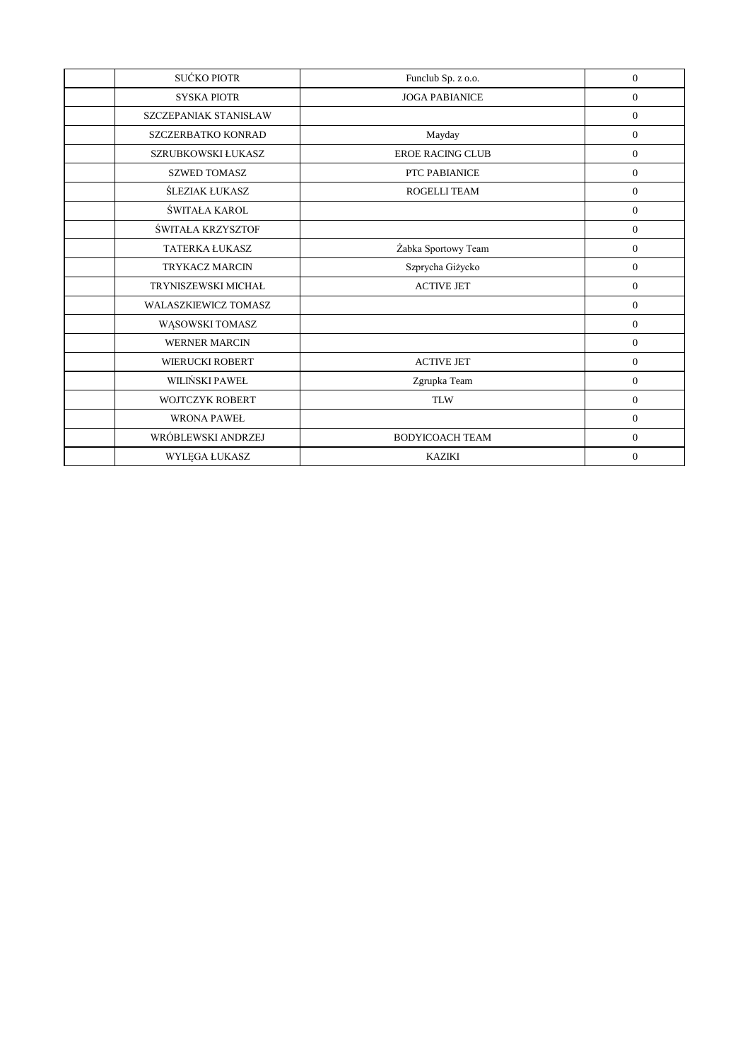| | | | |
|---|---|---|---|
| | SUĆKO PIOTR | Funclub Sp. z o.o. | 0 |
| | SYSKA PIOTR | JOGA PABIANICE | 0 |
| | SZCZEPANIAK STANISŁAW | | 0 |
| | SZCZERBATKO KONRAD | Mayday | 0 |
| | SZRUBKOWSKI ŁUKASZ | EROE RACING CLUB | 0 |
| | SZWED TOMASZ | PTC PABIANICE | 0 |
| | ŚLEZIAK ŁUKASZ | ROGELLI TEAM | 0 |
| | ŚWITAŁA KAROL | | 0 |
| | ŚWITAŁA KRZYSZTOF | | 0 |
| | TATERKA ŁUKASZ | Żabka Sportowy Team | 0 |
| | TRYKACZ MARCIN | Szprycha Giżycko | 0 |
| | TRYNISZEWSKI MICHAŁ | ACTIVE JET | 0 |
| | WALASZKIEWICZ TOMASZ | | 0 |
| | WĄSOWSKI TOMASZ | | 0 |
| | WERNER MARCIN | | 0 |
| | WIERUCKI ROBERT | ACTIVE JET | 0 |
| | WILIŃSKI PAWEŁ | Zgrupka Team | 0 |
| | WOJTCZYK ROBERT | TLW | 0 |
| | WRONA PAWEŁ | | 0 |
| | WRÓBLEWSKI ANDRZEJ | BODYICOACH TEAM | 0 |
| | WYLĘGA ŁUKASZ | KAZIKI | 0 |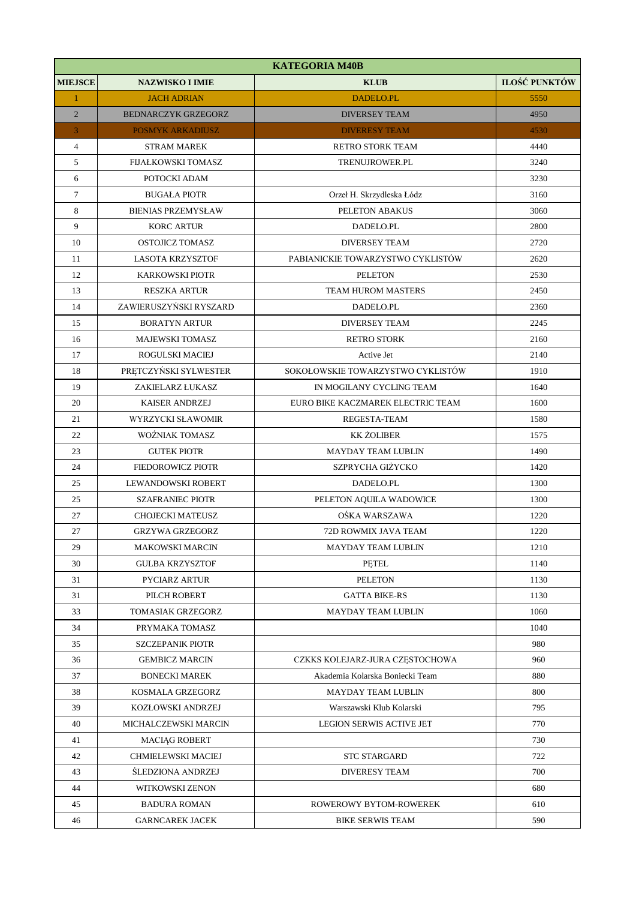| KATEGORIA M40B | | | |
|---|---|---|---|
| **MIEJSCE** | **NAZWISKO I IMIE** | **KLUB** | **ILOŚĆ PUNKTÓW** |
| 1 | JACH ADRIAN | DADELO.PL | 5550 |
| 2 | BEDNARCZYK GRZEGORZ | DIVERSEY TEAM | 4950 |
| 3 | POSMYK ARKADIUSZ | DIVERESY TEAM | 4530 |
| 4 | STRAM MAREK | RETRO STORK TEAM | 4440 |
| 5 | FIJAŁKOWSKI TOMASZ | TRENUJROWER.PL | 3240 |
| 6 | POTOCKI ADAM | | 3230 |
| 7 | BUGAŁA PIOTR | Orzeł H. Skrzydleska Łódz | 3160 |
| 8 | BIENIAS PRZEMYSŁAW | PELETON ABAKUS | 3060 |
| 9 | KORC ARTUR | DADELO.PL | 2800 |
| 10 | OSTOJICZ TOMASZ | DIVERSEY TEAM | 2720 |
| 11 | LASOTA KRZYSZTOF | PABIANICKIE TOWARZYSTWO CYKLISTÓW | 2620 |
| 12 | KARKOWSKI PIOTR | PELETON | 2530 |
| 13 | RESZKA ARTUR | TEAM HUROM MASTERS | 2450 |
| 14 | ZAWIERUSZYŃSKI RYSZARD | DADELO.PL | 2360 |
| 15 | BORATYN ARTUR | DIVERSEY TEAM | 2245 |
| 16 | MAJEWSKI TOMASZ | RETRO STORK | 2160 |
| 17 | ROGULSKI MACIEJ | Active Jet | 2140 |
| 18 | PRĘTCZYŃSKI SYLWESTER | SOKOŁOWSKIE TOWARZYSTWO CYKLISTÓW | 1910 |
| 19 | ZAKIELARZ ŁUKASZ | IN MOGILANY CYCLING TEAM | 1640 |
| 20 | KAISER ANDRZEJ | EURO BIKE KACZMAREK ELECTRIC TEAM | 1600 |
| 21 | WYRZYCKI SŁAWOMIR | REGESTA-TEAM | 1580 |
| 22 | WOŹNIAK TOMASZ | KK ŻOLIBER | 1575 |
| 23 | GUTEK PIOTR | MAYDAY TEAM LUBLIN | 1490 |
| 24 | FIEDOROWICZ PIOTR | SZPRYCHA GIŻYCKO | 1420 |
| 25 | LEWANDOWSKI ROBERT | DADELO.PL | 1300 |
| 25 | SZAFRANIEC PIOTR | PELETON AQUILA WADOWICE | 1300 |
| 27 | CHOJECKI MATEUSZ | OŚKA WARSZAWA | 1220 |
| 27 | GRZYWA GRZEGORZ | 72D ROWMIX JAVA TEAM | 1220 |
| 29 | MAKOWSKI MARCIN | MAYDAY TEAM LUBLIN | 1210 |
| 30 | GULBA KRZYSZTOF | PĘTEL | 1140 |
| 31 | PYCIARZ ARTUR | PELETON | 1130 |
| 31 | PILCH ROBERT | GATTA BIKE-RS | 1130 |
| 33 | TOMASIAK GRZEGORZ | MAYDAY TEAM LUBLIN | 1060 |
| 34 | PRYMAKA TOMASZ | | 1040 |
| 35 | SZCZEPANIK PIOTR | | 980 |
| 36 | GEMBICZ MARCIN | CZKKS KOLEJARZ-JURA CZĘSTOCHOWA | 960 |
| 37 | BONECKI MAREK | Akademia Kolarska Boniecki Team | 880 |
| 38 | KOSMALA GRZEGORZ | MAYDAY TEAM LUBLIN | 800 |
| 39 | KOZŁOWSKI ANDRZEJ | Warszawski Klub Kolarski | 795 |
| 40 | MICHALCZEWSKI MARCIN | LEGION SERWIS ACTIVE JET | 770 |
| 41 | MACIĄG ROBERT | | 730 |
| 42 | CHMIELEWSKI MACIEJ | STC STARGARD | 722 |
| 43 | ŚLEDZIONA ANDRZEJ | DIVERESY TEAM | 700 |
| 44 | WITKOWSKI ZENON | | 680 |
| 45 | BADURA ROMAN | ROWEROWY BYTOM-ROWEREK | 610 |
| 46 | GARNCAREK JACEK | BIKE SERWIS TEAM | 590 |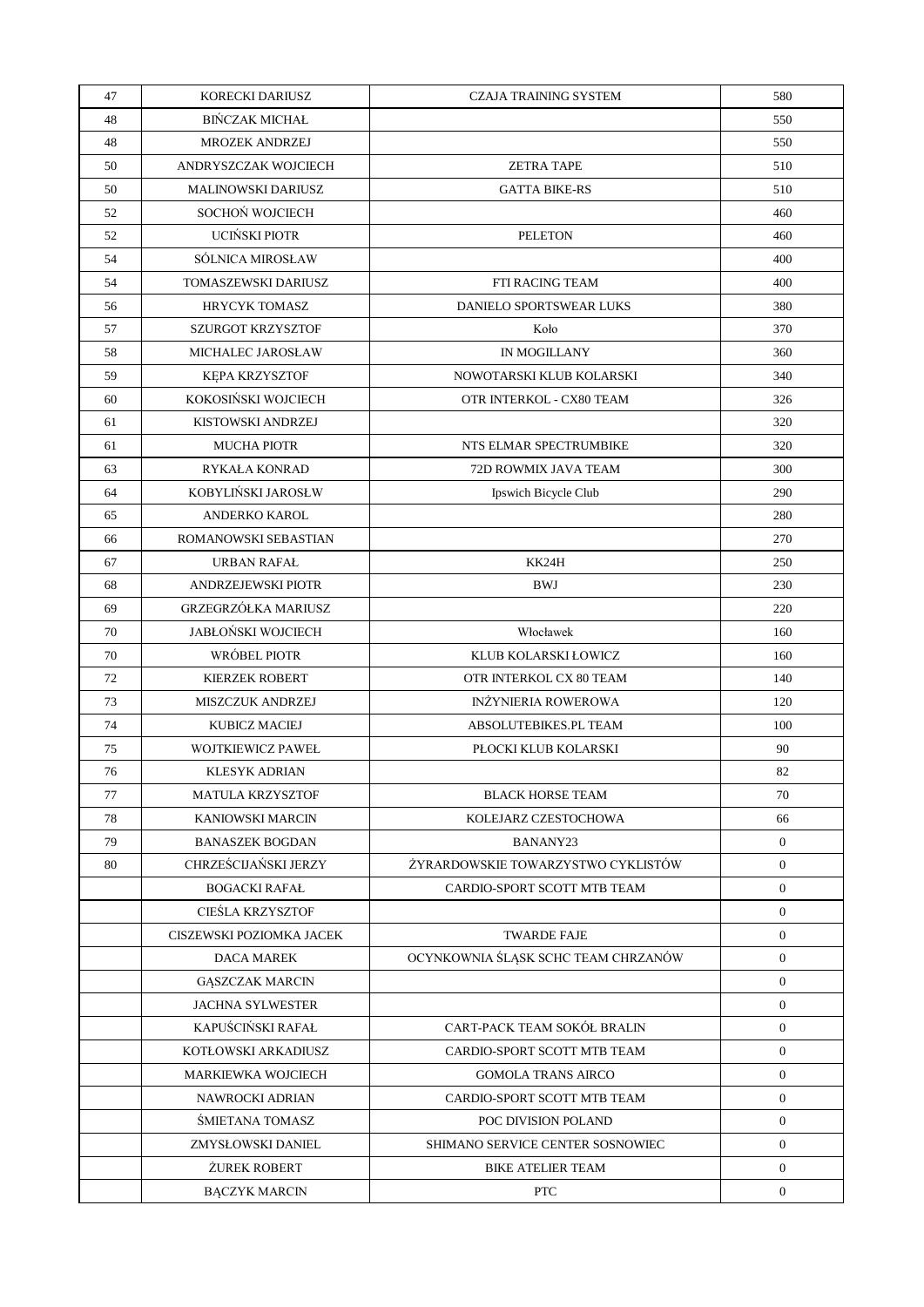| 47 | KORECKI DARIUSZ | CZAJA TRAINING SYSTEM | 580 |
|---|---|---|---|
| 48 | BIŃCZAK MICHAŁ | | 550 |
| 48 | MROZEK ANDRZEJ | | 550 |
| 50 | ANDRYSZCZAK WOJCIECH | ZETRA TAPE | 510 |
| 50 | MALINOWSKI DARIUSZ | GATTA BIKE-RS | 510 |
| 52 | SOCHOŃ WOJCIECH | | 460 |
| 52 | UCIŃSKI PIOTR | PELETON | 460 |
| 54 | SÓLNICA MIROSŁAW | | 400 |
| 54 | TOMASZEWSKI DARIUSZ | FTI RACING TEAM | 400 |
| 56 | HRYCYK TOMASZ | DANIELO SPORTSWEAR LUKS | 380 |
| 57 | SZURGOT KRZYSZTOF | Koło | 370 |
| 58 | MICHALEC JAROSŁAW | IN MOGILLANY | 360 |
| 59 | KĘPA KRZYSZTOF | NOWOTARSKI KLUB KOLARSKI | 340 |
| 60 | KOKOSIŃSKI WOJCIECH | OTR INTERKOL - CX80 TEAM | 326 |
| 61 | KISTOWSKI ANDRZEJ | | 320 |
| 61 | MUCHA PIOTR | NTS ELMAR SPECTRUMBIKE | 320 |
| 63 | RYKAŁA KONRAD | 72D ROWMIX JAVA TEAM | 300 |
| 64 | KOBYLIŃSKI JAROSŁW | Ipswich Bicycle Club | 290 |
| 65 | ANDERKO KAROL | | 280 |
| 66 | ROMANOWSKI SEBASTIAN | | 270 |
| 67 | URBAN RAFAŁ | KK24H | 250 |
| 68 | ANDRZEJEWSKI PIOTR | BWJ | 230 |
| 69 | GRZEGRZÓŁKA MARIUSZ | | 220 |
| 70 | JABŁOŃSKI WOJCIECH | Włocławek | 160 |
| 70 | WRÓBEL PIOTR | KLUB KOLARSKI ŁOWICZ | 160 |
| 72 | KIERZEK ROBERT | OTR INTERKOL CX 80 TEAM | 140 |
| 73 | MISZCZUK ANDRZEJ | INŻYNIERIA ROWEROWA | 120 |
| 74 | KUBICZ MACIEJ | ABSOLUTEBIKES.PL TEAM | 100 |
| 75 | WOJTKIEWICZ PAWEŁ | PŁOCKI KLUB KOLARSKI | 90 |
| 76 | KLESYK ADRIAN | | 82 |
| 77 | MATULA KRZYSZTOF | BLACK HORSE TEAM | 70 |
| 78 | KANIOWSKI MARCIN | KOLEJARZ CZESTOCHOWA | 66 |
| 79 | BANASZEK BOGDAN | BANANY23 | 0 |
| 80 | CHRZEŚCIJAŃSKI JERZY | ŻYRARDOWSKIE TOWARZYSTWO CYKLISTÓW | 0 |
| | BOGACKI RAFAŁ | CARDIO-SPORT SCOTT MTB TEAM | 0 |
| | CIEŚLA KRZYSZTOF | | 0 |
| | CISZEWSKI POZIOMKA JACEK | TWARDE FAJE | 0 |
| | DACA MAREK | OCYNKOWNIA ŚLĄSK SCHC TEAM CHRZANÓW | 0 |
| | GĄSZCZAK MARCIN | | 0 |
| | JACHNA SYLWESTER | | 0 |
| | KAPUŚCIŃSKI RAFAŁ | CART-PACK TEAM SOKÓŁ BRALIN | 0 |
| | KOTŁOWSKI ARKADIUSZ | CARDIO-SPORT SCOTT MTB TEAM | 0 |
| | MARKIEWKA WOJCIECH | GOMOLA TRANS AIRCO | 0 |
| | NAWROCKI ADRIAN | CARDIO-SPORT SCOTT MTB TEAM | 0 |
| | ŚMIETANA TOMASZ | POC DIVISION POLAND | 0 |
| | ZMYSŁOWSKI DANIEL | SHIMANO SERVICE CENTER SOSNOWIEC | 0 |
| | ŻUREK ROBERT | BIKE ATELIER TEAM | 0 |
| | BĄCZYK MARCIN | PTC | 0 |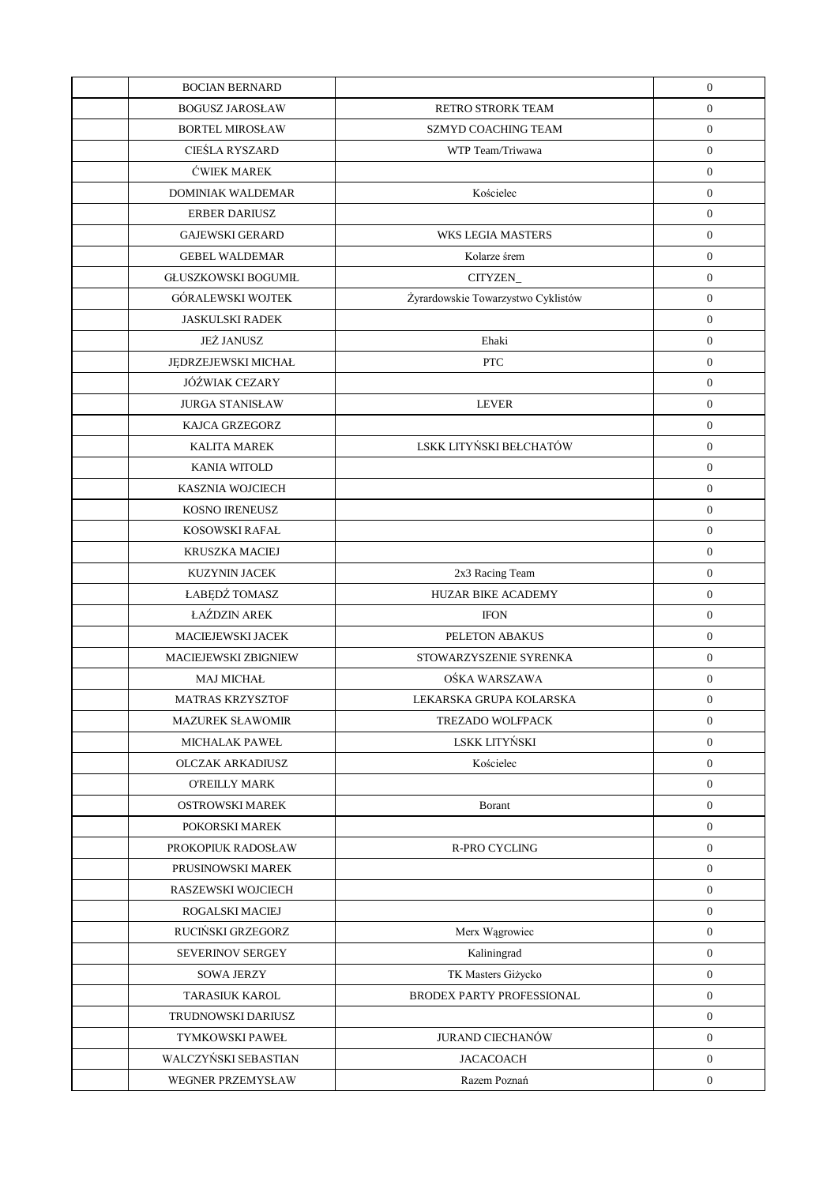| | | | |
|---|---|---|---|
| | BOCIAN BERNARD | | 0 |
| | BOGUSZ JAROSŁAW | RETRO STRORK TEAM | 0 |
| | BORTEL MIROSŁAW | SZMYD COACHING TEAM | 0 |
| | CIEŚLA RYSZARD | WTP Team/Triwawa | 0 |
| | ĆWIEK MAREK | | 0 |
| | DOMINIAK WALDEMAR | Kościelec | 0 |
| | ERBER DARIUSZ | | 0 |
| | GAJEWSKI GERARD | WKS LEGIA MASTERS | 0 |
| | GEBEL WALDEMAR | Kolarze śrem | 0 |
| | GŁUSZKOWSKI BOGUMIŁ | CITYZEN_ | 0 |
| | GÓRALEWSKI WOJTEK | Żyrardowskie Towarzystwo Cyklistów | 0 |
| | JASKULSKI RADEK | | 0 |
| | JEŻ JANUSZ | Ehaki | 0 |
| | JĘDRZEJEWSKI MICHAŁ | PTC | 0 |
| | JÓŹWIAK CEZARY | | 0 |
| | JURGA STANISŁAW | LEVER | 0 |
| | KAJCA GRZEGORZ | | 0 |
| | KALITA MAREK | LSKK LITYŃSKI BEŁCHATÓW | 0 |
| | KANIA WITOLD | | 0 |
| | KASZNIA WOJCIECH | | 0 |
| | KOSNO IRENEUSZ | | 0 |
| | KOSOWSKI RAFAŁ | | 0 |
| | KRUSZKA MACIEJ | | 0 |
| | KUZYNIN JACEK | 2x3 Racing Team | 0 |
| | ŁABĘDŹ TOMASZ | HUZAR BIKE ACADEMY | 0 |
| | ŁAŹDZIN AREK | IFON | 0 |
| | MACIEJEWSKI JACEK | PELETON ABAKUS | 0 |
| | MACIEJEWSKI ZBIGNIEW | STOWARZYSZENIE SYRENKA | 0 |
| | MAJ MICHAŁ | OŚKA WARSZAWA | 0 |
| | MATRAS KRZYSZTOF | LEKARSKA GRUPA KOLARSKA | 0 |
| | MAZUREK SŁAWOMIR | TREZADO WOLFPACK | 0 |
| | MICHALAK PAWEŁ | LSKK LITYŃSKI | 0 |
| | OLCZAK ARKADIUSZ | Kościelec | 0 |
| | O'REILLY MARK | | 0 |
| | OSTROWSKI MAREK | Borant | 0 |
| | POKORSKI MAREK | | 0 |
| | PROKOPIUK RADOSŁAW | R-PRO CYCLING | 0 |
| | PRUSINOWSKI MAREK | | 0 |
| | RASZEWSKI WOJCIECH | | 0 |
| | ROGALSKI MACIEJ | | 0 |
| | RUCIŃSKI GRZEGORZ | Merx Wągrowiec | 0 |
| | SEVERINOV SERGEY | Kaliningrad | 0 |
| | SOWA JERZY | TK Masters Giżycko | 0 |
| | TARASIUK KAROL | BRODEX PARTY PROFESSIONAL | 0 |
| | TRUDNOWSKI DARIUSZ | | 0 |
| | TYMKOWSKI PAWEŁ | JURAND CIECHANÓW | 0 |
| | WALCZYŃSKI SEBASTIAN | JACACOACH | 0 |
| | WEGNER PRZEMYSŁAW | Razem Poznań | 0 |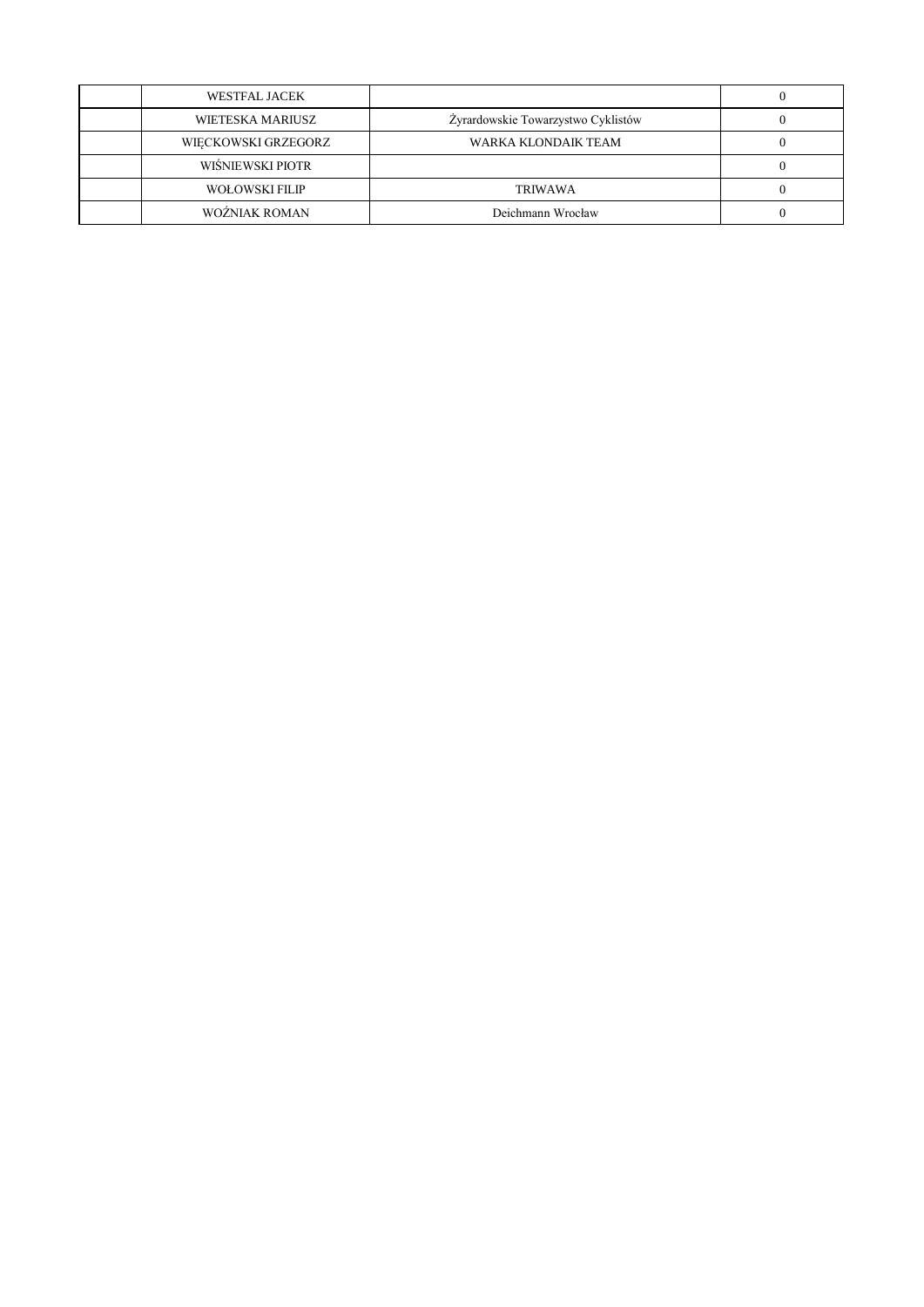| | | | |
|---|---|---|---|
| | WESTFAL JACEK | | 0 |
| | WIETESKA MARIUSZ | Żyrardowskie Towarzystwo Cyklistów | 0 |
| | WIĘCKOWSKI GRZEGORZ | WARKA KLONDAIK TEAM | 0 |
| | WIŚNIEWSKI PIOTR | | 0 |
| | WOŁOWSKI FILIP | TRIWAWA | 0 |
| | WOŹNIAK ROMAN | Deichmann Wrocław | 0 |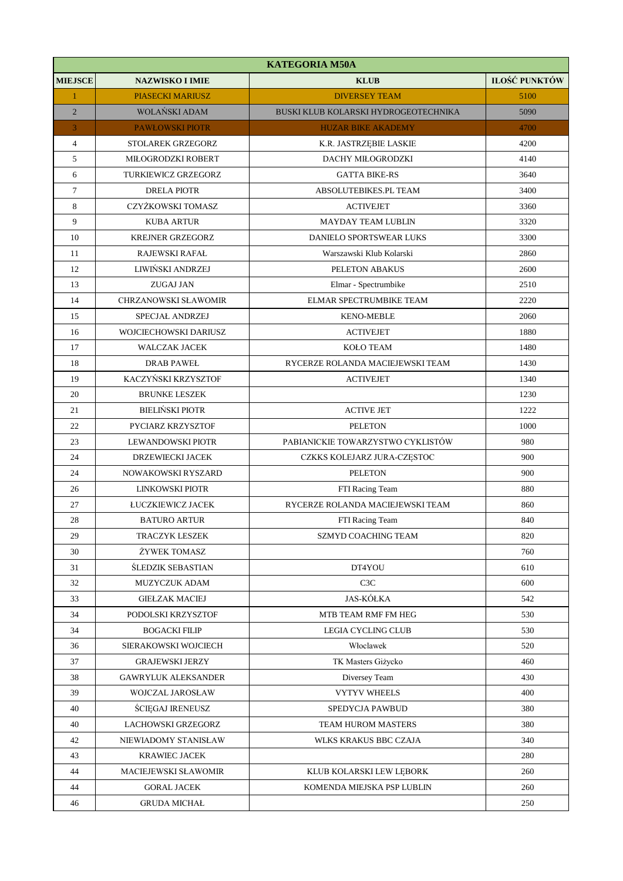| KATEGORIA M50A | | | |
|---|---|---|---|
| MIEJSCE | NAZWISKO I IMIE | KLUB | ILOŚĆ PUNKTÓW |
| 1 | PIASECKI MARIUSZ | DIVERSEY TEAM | 5100 |
| 2 | WOLAŃSKI ADAM | BUSKI KLUB KOLARSKI HYDROGEOTECHNIKA | 5090 |
| 3 | PAWŁOWSKI PIOTR | HUZAR BIKE AKADEMY | 4700 |
| 4 | STOLAREK GRZEGORZ | K.R. JASTRZĘBIE LASKIE | 4200 |
| 5 | MIŁOGRODZKI ROBERT | DACHY MIŁOGRODZKI | 4140 |
| 6 | TURKIEWICZ GRZEGORZ | GATTA BIKE-RS | 3640 |
| 7 | DRELA PIOTR | ABSOLUTEBIKES.PL TEAM | 3400 |
| 8 | CZYŻKOWSKI TOMASZ | ACTIVEJET | 3360 |
| 9 | KUBA ARTUR | MAYDAY TEAM LUBLIN | 3320 |
| 10 | KREJNER GRZEGORZ | DANIELO SPORTSWEAR LUKS | 3300 |
| 11 | RAJEWSKI RAFAŁ | Warszawski Klub Kolarski | 2860 |
| 12 | LIWIŃSKI ANDRZEJ | PELETON ABAKUS | 2600 |
| 13 | ZUGAJ JAN | Elmar - Spectrumbike | 2510 |
| 14 | CHRZANOWSKI SŁAWOMIR | ELMAR SPECTRUMBIKE TEAM | 2220 |
| 15 | SPECJAŁ ANDRZEJ | KENO-MEBLE | 2060 |
| 16 | WOJCIECHOWSKI DARIUSZ | ACTIVEJET | 1880 |
| 17 | WALCZAK JACEK | KOŁO TEAM | 1480 |
| 18 | DRAB PAWEŁ | RYCERZE ROLANDA MACIEJEWSKI TEAM | 1430 |
| 19 | KACZYŃSKI KRZYSZTOF | ACTIVEJET | 1340 |
| 20 | BRUNKE LESZEK | | 1230 |
| 21 | BIELIŃSKI PIOTR | ACTIVE JET | 1222 |
| 22 | PYCIARZ KRZYSZTOF | PELETON | 1000 |
| 23 | LEWANDOWSKI PIOTR | PABIANICKIE TOWARZYSTWO CYKLISTÓW | 980 |
| 24 | DRZEWIECKI JACEK | CZKKS KOLEJARZ JURA-CZĘSTOC | 900 |
| 24 | NOWAKOWSKI RYSZARD | PELETON | 900 |
| 26 | LINKOWSKI PIOTR | FTI Racing Team | 880 |
| 27 | ŁUCZKIEWICZ JACEK | RYCERZE ROLANDA MACIEJEWSKI TEAM | 860 |
| 28 | BATURO ARTUR | FTI Racing Team | 840 |
| 29 | TRACZYK LESZEK | SZMYD COACHING TEAM | 820 |
| 30 | ŻYWEK TOMASZ | | 760 |
| 31 | ŚLEDZIK SEBASTIAN | DT4YOU | 610 |
| 32 | MUZYCZUK ADAM | C3C | 600 |
| 33 | GIEŁZAK MACIEJ | JAS-KÓŁKA | 542 |
| 34 | PODOLSKI KRZYSZTOF | MTB TEAM RMF FM HEG | 530 |
| 34 | BOGACKI FILIP | LEGIA CYCLING CLUB | 530 |
| 36 | SIERAKOWSKI WOJCIECH | Włoclawek | 520 |
| 37 | GRAJEWSKI JERZY | TK Masters Giżycko | 460 |
| 38 | GAWRYLUK ALEKSANDER | Diversey Team | 430 |
| 39 | WOJCZAL JAROSŁAW | VYTYV WHEELS | 400 |
| 40 | ŚCIĘGAJ IRENEUSZ | SPEDYCJA PAWBUD | 380 |
| 40 | LACHOWSKI GRZEGORZ | TEAM HUROM MASTERS | 380 |
| 42 | NIEWIADOMY STANISŁAW | WLKS KRAKUS BBC CZAJA | 340 |
| 43 | KRAWIEC JACEK | | 280 |
| 44 | MACIEJEWSKI SŁAWOMIR | KLUB KOLARSKI LEW LĘBORK | 260 |
| 44 | GORAL JACEK | KOMENDA MIEJSKA PSP LUBLIN | 260 |
| 46 | GRUDA MICHAŁ | | 250 |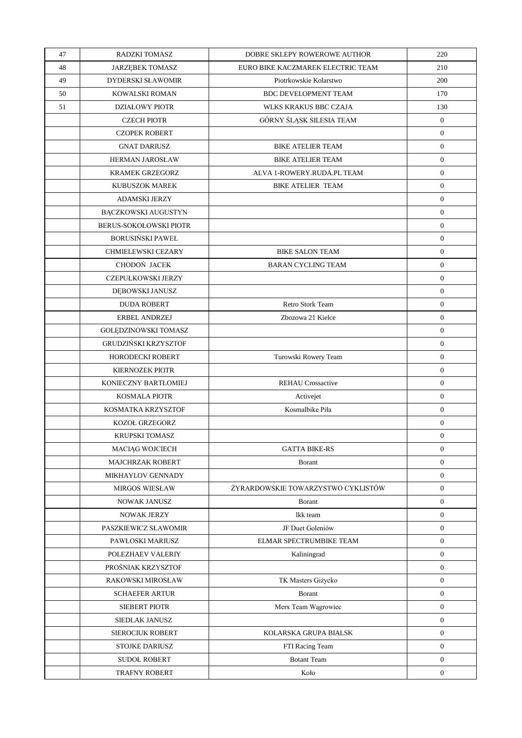| 47 | RADZKI TOMASZ | DOBRE SKLEPY ROWEROWE AUTHOR | 220 |
|---|---|---|---|
| 48 | JARZĘBEK TOMASZ | EURO BIKE KACZMAREK ELECTRIC TEAM | 210 |
| 49 | DYDERSKI SŁAWOMIR | Piotrkowskie Kolarstwo | 200 |
| 50 | KOWALSKI ROMAN | BDC DEVELOPMENT TEAM | 170 |
| 51 | DZIAŁOWY PIOTR | WLKS KRAKUS BBC CZAJA | 130 |
| | CZECH PIOTR | GÓRNY ŚLĄSK SILESIA TEAM | 0 |
| | CZOPEK ROBERT | | 0 |
| | GNAT DARIUSZ | BIKE ATELIER TEAM | 0 |
| | HERMAN JAROSŁAW | BIKE ATELIER TEAM | 0 |
| | KRAMEK GRZEGORZ | ALVA 1-ROWERY.RUDA.PL TEAM | 0 |
| | KUBUSZOK MAREK | BIKE ATELIER TEAM | 0 |
| | ADAMSKI JERZY | | 0 |
| | BĄCZKOWSKI AUGUSTYN | | 0 |
| | BERUS-SOKOŁOWSKI PIOTR | | 0 |
| | BORUSIŃSKI PAWEŁ | | 0 |
| | CHMIELEWSKI CEZARY | BIKE SALON TEAM | 0 |
| | CHODOŃ JACEK | BARAN CYCLING TEAM | 0 |
| | CZEPUŁKOWSKI JERZY | | 0 |
| | DĘBOWSKI JANUSZ | | 0 |
| | DUDA ROBERT | Retro Stork Team | 0 |
| | ERBEL ANDRZEJ | Zbozowa 21 Kielce | 0 |
| | GOLĘDZINOWSKI TOMASZ | | 0 |
| | GRUDZIŃSKI KRZYSZTOF | | 0 |
| | HORODECKI ROBERT | Turowski Rowery Team | 0 |
| | KIERNOZEK PIOTR | | 0 |
| | KONIECZNY BARTŁOMIEJ | REHAU Crossactive | 0 |
| | KOSMALA PIOTR | Activejet | 0 |
| | KOSMATKA KRZYSZTOF | Kosmalbike Piła | 0 |
| | KOZOŁ GRZEGORZ | | 0 |
| | KRUPSKI TOMASZ | | 0 |
| | MACIĄG WOJCIECH | GATTA BIKE-RS | 0 |
| | MAJCHRZAK ROBERT | Borant | 0 |
| | MIKHAYLOV GENNADY | | 0 |
| | MIRGOS WIESŁAW | ŻYRARDOWSKIE TOWARZYSTWO CYKLISTÓW | 0 |
| | NOWAK JANUSZ | Borant | 0 |
| | NOWAK JERZY | lkk team | 0 |
| | PASZKIEWICZ SŁAWOMIR | JF Duet Goleniów | 0 |
| | PAWŁOSKI MARIUSZ | ELMAR SPECTRUMBIKE TEAM | 0 |
| | POLEZHAEV VALERIY | Kaliningrad | 0 |
| | PROŚNIAK KRZYSZTOF | | 0 |
| | RAKOWSKI MIROSŁAW | TK Masters Giżycko | 0 |
| | SCHAEFER ARTUR | Borant | 0 |
| | SIEBERT PIOTR | Merx Team Wągrowiec | 0 |
| | SIEDLAK JANUSZ | | 0 |
| | SIEROCIUK ROBERT | KOLARSKA GRUPA BIALSK | 0 |
| | STOJKE DARIUSZ | FTI Racing Team | 0 |
| | SUDOŁ ROBERT | Botant Team | 0 |
| | TRAFNY ROBERT | Koło | 0 |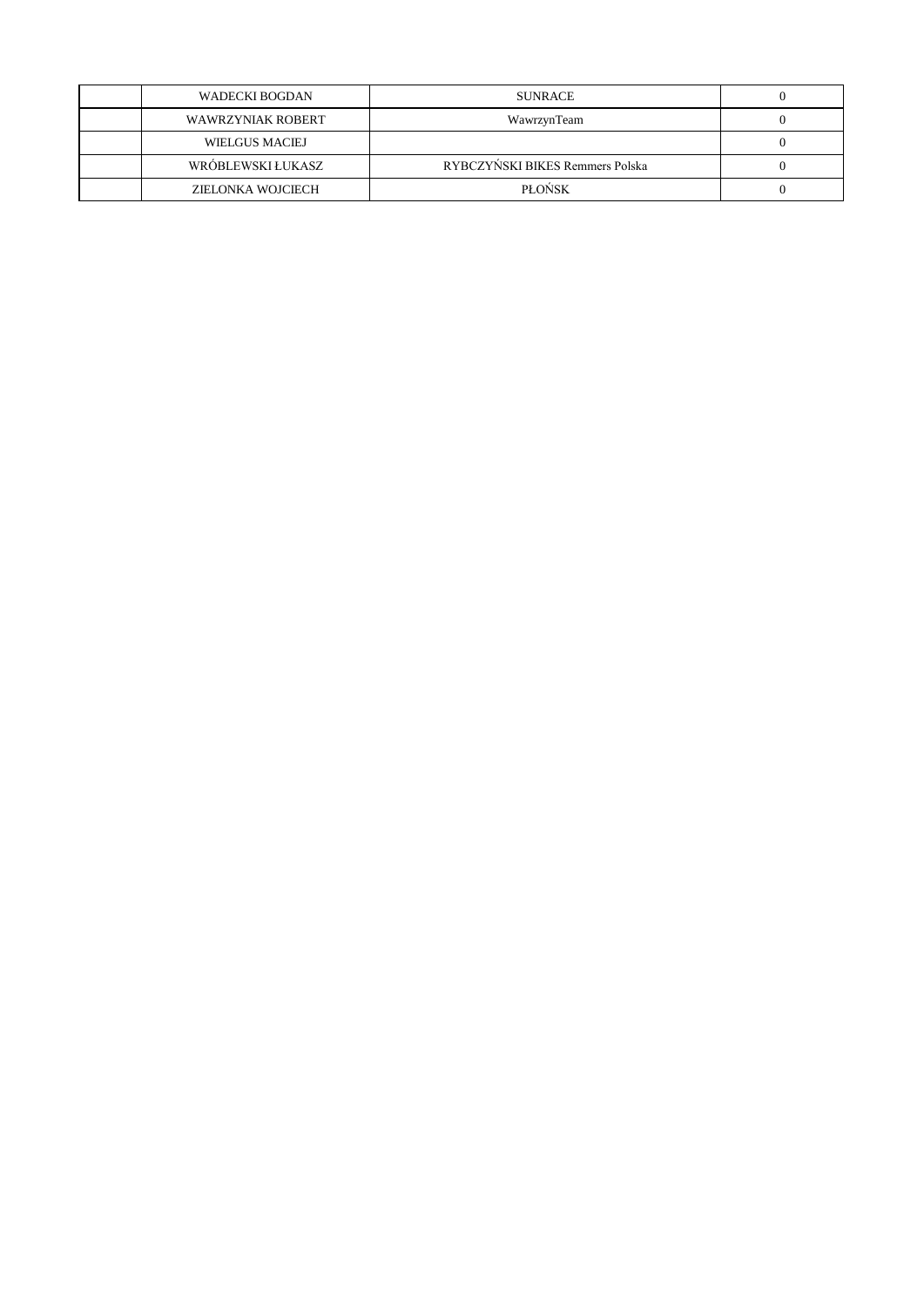| | | | |
|---|---|---|---|
| | WADECKI BOGDAN | SUNRACE | 0 |
| | WAWRZYNIAK ROBERT | WawrzynTeam | 0 |
| | WIELGUS MACIEJ | | 0 |
| | WRÓBLEWSKI ŁUKASZ | RYBCZYŃSKI BIKES Remmers Polska | 0 |
| | ZIELONKA WOJCIECH | PŁOŃSK | 0 |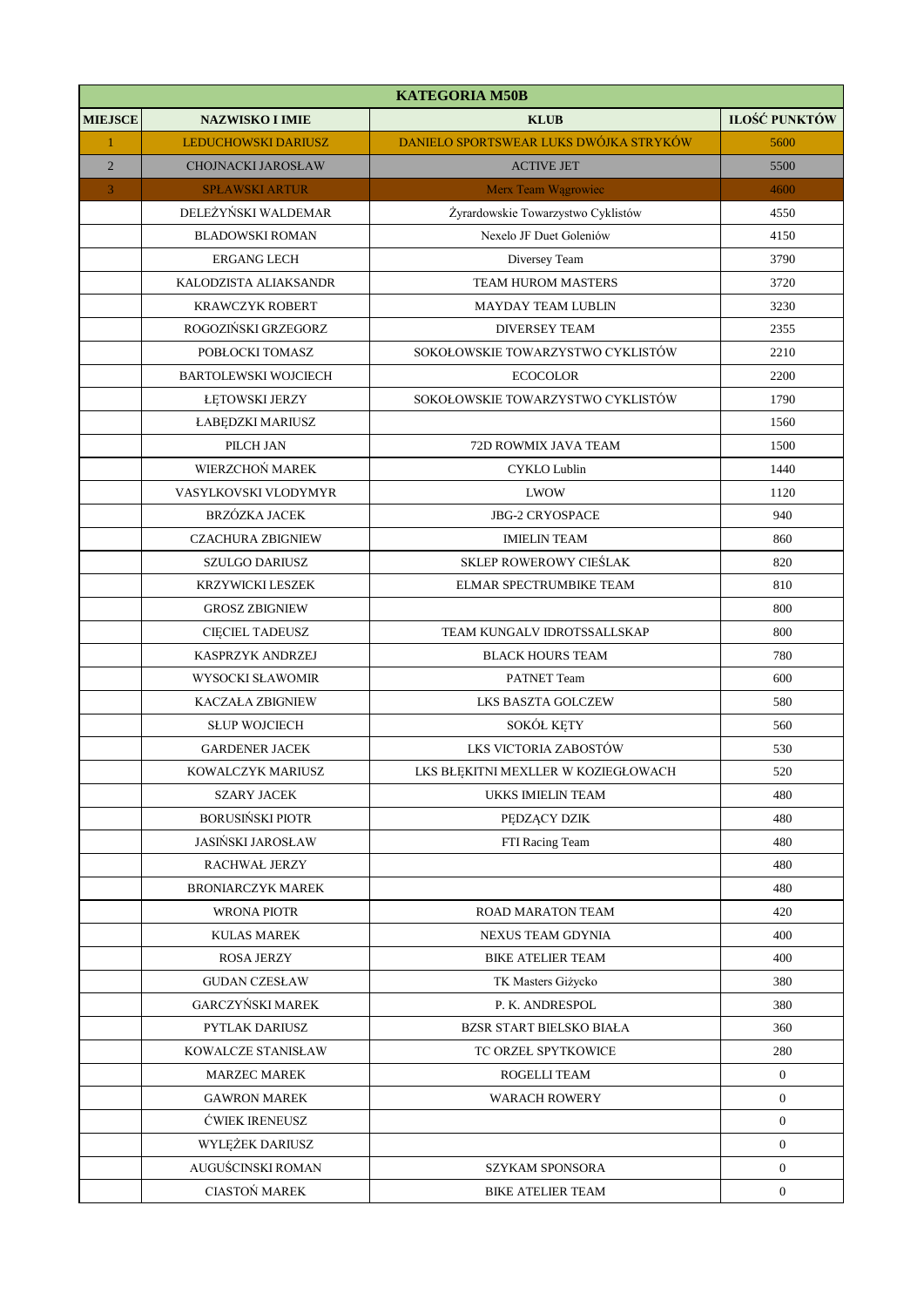| KATEGORIA M50B | | | |
|---|---|---|---|
| **MIEJSCE** | **NAZWISKO I IMIE** | **KLUB** | **ILOŚĆ PUNKTÓW** |
| 1 | LEDUCHOWSKI DARIUSZ | DANIELO SPORTSWEAR LUKS DWÓJKA STRYKÓW | 5600 |
| 2 | CHOJNACKI JAROSŁAW | ACTIVE JET | 5500 |
| 3 | SPŁAWSKI ARTUR | Merx Team Wągrowiec | 4600 |
| | DELEŻYŃSKI WALDEMAR | Żyrardowskie Towarzystwo Cyklistów | 4550 |
| | BLADOWSKI ROMAN | Nexelo JF Duet Goleniów | 4150 |
| | ERGANG LECH | Diversey Team | 3790 |
| | KALODZISTA ALIAKSANDR | TEAM HUROM MASTERS | 3720 |
| | KRAWCZYK ROBERT | MAYDAY TEAM LUBLIN | 3230 |
| | ROGOZIŃSKI GRZEGORZ | DIVERSEY TEAM | 2355 |
| | POBŁOCKI TOMASZ | SOKOŁOWSKIE TOWARZYSTWO CYKLISTÓW | 2210 |
| | BARTOLEWSKI WOJCIECH | ECOCOLOR | 2200 |
| | ŁĘTOWSKI JERZY | SOKOŁOWSKIE TOWARZYSTWO CYKLISTÓW | 1790 |
| | ŁABĘDZKI MARIUSZ | | 1560 |
| | PILCH JAN | 72D ROWMIX JAVA TEAM | 1500 |
| | WIERZCHOŃ MAREK | CYKLO Lublin | 1440 |
| | VASYLKOVSKI VLODYMYR | LWOW | 1120 |
| | BRZÓZKA JACEK | JBG-2 CRYOSPACE | 940 |
| | CZACHURA ZBIGNIEW | IMIELIN TEAM | 860 |
| | SZULGO DARIUSZ | SKLEP ROWEROWY CIEŚLAK | 820 |
| | KRZYWICKI LESZEK | ELMAR SPECTRUMBIKE TEAM | 810 |
| | GROSZ ZBIGNIEW | | 800 |
| | CIĘCIEL TADEUSZ | TEAM KUNGALV IDROTSSALLSKAP | 800 |
| | KASPRZYK ANDRZEJ | BLACK HOURS TEAM | 780 |
| | WYSOCKI SŁAWOMIR | PATNET Team | 600 |
| | KACZAŁA ZBIGNIEW | LKS BASZTA GOLCZEW | 580 |
| | SŁUP WOJCIECH | SOKÓŁ KĘTY | 560 |
| | GARDENER JACEK | LKS VICTORIA ZABOSTÓW | 530 |
| | KOWALCZYK MARIUSZ | LKS BŁĘKITNI MEXLLER W KOZIEGŁOWACH | 520 |
| | SZARY JACEK | UKKS IMIELIN TEAM | 480 |
| | BORUSIŃSKI PIOTR | PĘDZĄCY DZIK | 480 |
| | JASIŃSKI JAROSŁAW | FTI Racing Team | 480 |
| | RACHWAŁ JERZY | | 480 |
| | BRONIARCZYK MAREK | | 480 |
| | WRONA PIOTR | ROAD MARATON TEAM | 420 |
| | KULAS MAREK | NEXUS TEAM GDYNIA | 400 |
| | ROSA JERZY | BIKE ATELIER TEAM | 400 |
| | GUDAN CZESŁAW | TK Masters Giżycko | 380 |
| | GARCZYŃSKI MAREK | P. K. ANDRESPOL | 380 |
| | PYTLAK DARIUSZ | BZSR START BIELSKO BIAŁA | 360 |
| | KOWALCZE STANISŁAW | TC ORZEŁ SPYTKOWICE | 280 |
| | MARZEC MAREK | ROGELLI TEAM | 0 |
| | GAWRON MAREK | WARACH ROWERY | 0 |
| | ĆWIEK IRENEUSZ | | 0 |
| | WYLĘŻEK DARIUSZ | | 0 |
| | AUGUŚCINSKI ROMAN | SZYKAM SPONSORA | 0 |
| | CIASTOŃ MAREK | BIKE ATELIER TEAM | 0 |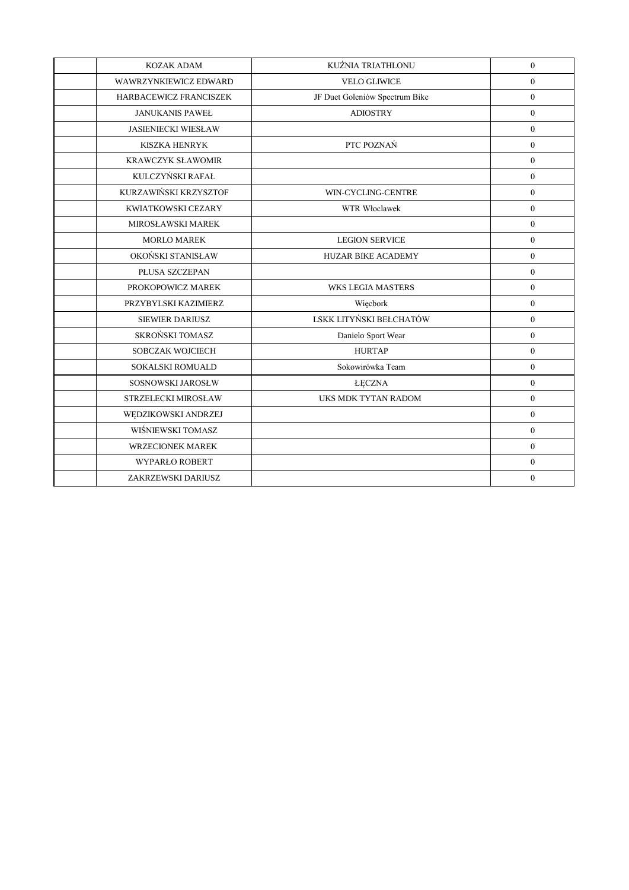| | | | |
|---|---|---|---|
| | KOZAK ADAM | KUŹNIA TRIATHLONU | 0 |
| | WAWRZYNKIEWICZ EDWARD | VELO GLIWICE | 0 |
| | HARBACEWICZ FRANCISZEK | JF Duet Goleniów Spectrum Bike | 0 |
| | JANUKANIS PAWEŁ | ADIOSTRY | 0 |
| | JASIENIECKI WIESŁAW | | 0 |
| | KISZKA HENRYK | PTC POZNAŃ | 0 |
| | KRAWCZYK SŁAWOMIR | | 0 |
| | KULCZYŃSKI RAFAŁ | | 0 |
| | KURZAWIŃSKI KRZYSZTOF | WIN-CYCLING-CENTRE | 0 |
| | KWIATKOWSKI CEZARY | WTR Włoclawek | 0 |
| | MIROSŁAWSKI MAREK | | 0 |
| | MORLO MAREK | LEGION SERVICE | 0 |
| | OKOŃSKI STANISŁAW | HUZAR BIKE ACADEMY | 0 |
| | PŁUSA SZCZEPAN | | 0 |
| | PROKOPOWICZ MAREK | WKS LEGIA MASTERS | 0 |
| | PRZYBYLSKI KAZIMIERZ | Więcbork | 0 |
| | SIEWIER DARIUSZ | LSKK LITYŃSKI BEŁCHATÓW | 0 |
| | SKROŃSKI TOMASZ | Danielo Sport Wear | 0 |
| | SOBCZAK WOJCIECH | HURTAP | 0 |
| | SOKALSKI ROMUALD | Sokowirówka Team | 0 |
| | SOSNOWSKI JAROSŁW | ŁĘCZNA | 0 |
| | STRZELECKI MIROSŁAW | UKS MDK TYTAN RADOM | 0 |
| | WĘDZIKOWSKI ANDRZEJ | | 0 |
| | WIŚNIEWSKI TOMASZ | | 0 |
| | WRZECIONEK MAREK | | 0 |
| | WYPARŁO ROBERT | | 0 |
| | ZAKRZEWSKI DARIUSZ | | 0 |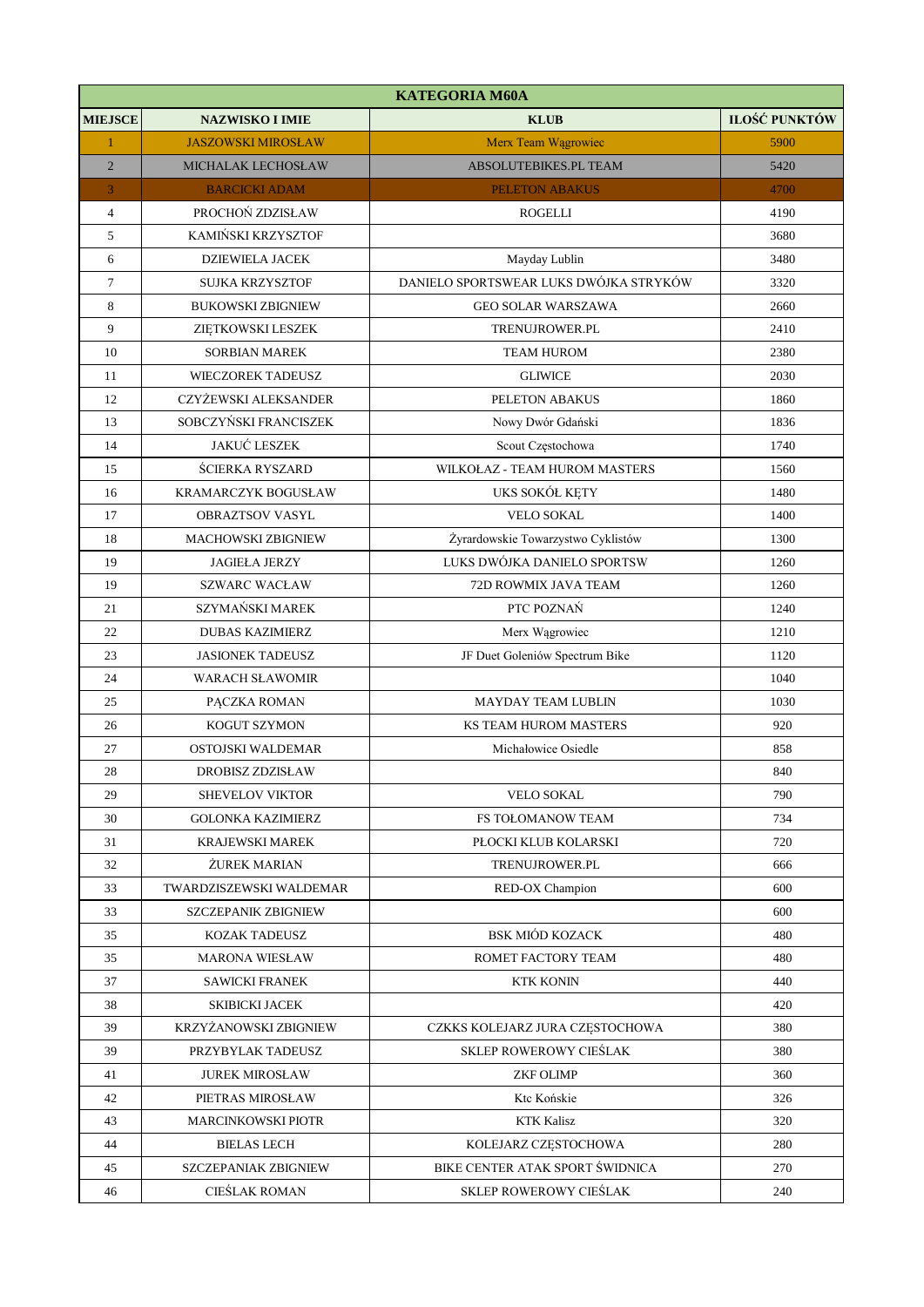| KATEGORIA M60A | | | |
|---|---|---|---|
| **MIEJSCE** | **NAZWISKO I IMIE** | **KLUB** | **ILOŚĆ PUNKTÓW** |
| 1 | JASZOWSKI MIROSŁAW | Merx Team Wągrowiec | 5900 |
| 2 | MICHALAK LECHOSŁAW | ABSOLUTEBIKES.PL TEAM | 5420 |
| 3 | BARCICKI ADAM | PELETON ABAKUS | 4700 |
| 4 | PROCHOŃ ZDZISŁAW | ROGELLI | 4190 |
| 5 | KAMIŃSKI KRZYSZTOF | | 3680 |
| 6 | DZIEWIELA JACEK | Mayday Lublin | 3480 |
| 7 | SUJKA KRZYSZTOF | DANIELO SPORTSWEAR LUKS DWÓJKA STRYKÓW | 3320 |
| 8 | BUKOWSKI ZBIGNIEW | GEO SOLAR WARSZAWA | 2660 |
| 9 | ZIĘTKOWSKI LESZEK | TRENUJROWER.PL | 2410 |
| 10 | SORBIAN MAREK | TEAM HUROM | 2380 |
| 11 | WIECZOREK TADEUSZ | GLIWICE | 2030 |
| 12 | CZYŻEWSKI ALEKSANDER | PELETON ABAKUS | 1860 |
| 13 | SOBCZYŃSKI FRANCISZEK | Nowy Dwór Gdański | 1836 |
| 14 | JAKUĆ LESZEK | Scout Częstochowa | 1740 |
| 15 | ŚCIERKA RYSZARD | WILKOŁAZ - TEAM HUROM MASTERS | 1560 |
| 16 | KRAMARCZYK BOGUSŁAW | UKS SOKÓŁ KĘTY | 1480 |
| 17 | OBRAZTSOV VASYL | VELO SOKAL | 1400 |
| 18 | MACHOWSKI ZBIGNIEW | Żyrardowskie Towarzystwo Cyklistów | 1300 |
| 19 | JAGIEŁA JERZY | LUKS DWÓJKA DANIELO SPORTSW | 1260 |
| 19 | SZWARC WACŁAW | 72D ROWMIX JAVA TEAM | 1260 |
| 21 | SZYMAŃSKI MAREK | PTC POZNAŃ | 1240 |
| 22 | DUBAS KAZIMIERZ | Merx Wągrowiec | 1210 |
| 23 | JASIONEK TADEUSZ | JF Duet Goleniów Spectrum Bike | 1120 |
| 24 | WARACH SŁAWOMIR | | 1040 |
| 25 | PĄCZKA ROMAN | MAYDAY TEAM LUBLIN | 1030 |
| 26 | KOGUT SZYMON | KS TEAM HUROM MASTERS | 920 |
| 27 | OSTOJSKI WALDEMAR | Michałowice Osiedle | 858 |
| 28 | DROBISZ ZDZISŁAW | | 840 |
| 29 | SHEVELOV VIKTOR | VELO SOKAL | 790 |
| 30 | GOLONKA KAZIMIERZ | FS TOŁOMANOW TEAM | 734 |
| 31 | KRAJEWSKI MAREK | PŁOCKI KLUB KOLARSKI | 720 |
| 32 | ŻUREK MARIAN | TRENUJROWER.PL | 666 |
| 33 | TWARDZISZEWSKI WALDEMAR | RED-OX Champion | 600 |
| 33 | SZCZEPANIK ZBIGNIEW | | 600 |
| 35 | KOZAK TADEUSZ | BSK MIÓD KOZACK | 480 |
| 35 | MARONA WIESŁAW | ROMET FACTORY TEAM | 480 |
| 37 | SAWICKI FRANEK | KTK KONIN | 440 |
| 38 | SKIBICKI JACEK | | 420 |
| 39 | KRZYŻANOWSKI ZBIGNIEW | CZKKS KOLEJARZ JURA CZĘSTOCHOWA | 380 |
| 39 | PRZYBYLAK TADEUSZ | SKLEP ROWEROWY CIEŚLAK | 380 |
| 41 | JUREK MIROSŁAW | ZKF OLIMP | 360 |
| 42 | PIETRAS MIROSŁAW | Ktc Końskie | 326 |
| 43 | MARCINKOWSKI PIOTR | KTK Kalisz | 320 |
| 44 | BIELAS LECH | KOLEJARZ CZĘSTOCHOWA | 280 |
| 45 | SZCZEPANIAK ZBIGNIEW | BIKE CENTER ATAK SPORT ŚWIDNICA | 270 |
| 46 | CIEŚLAK ROMAN | SKLEP ROWEROWY CIEŚLAK | 240 |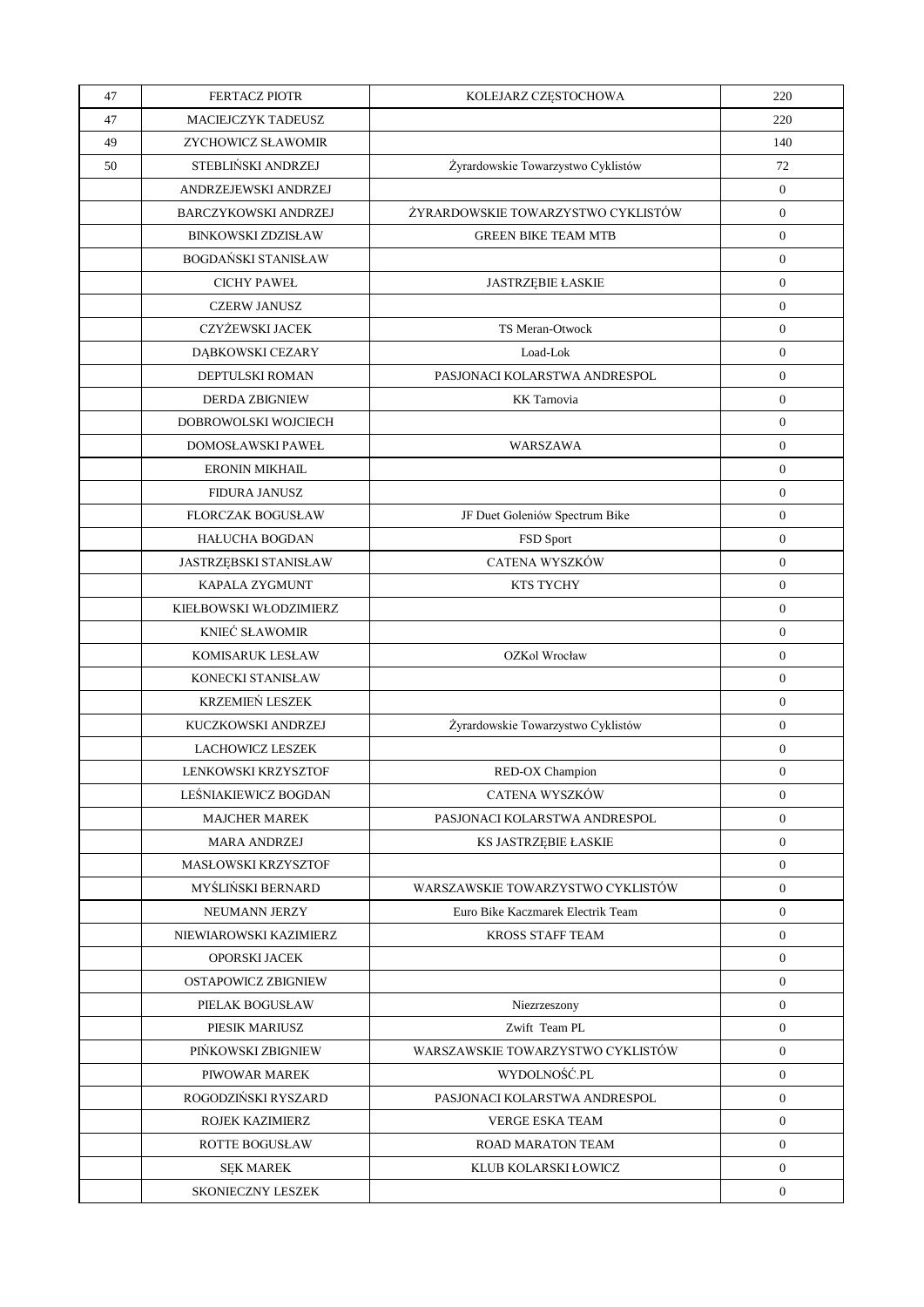| 47 | FERTACZ PIOTR | KOLEJARZ CZĘSTOCHOWA | 220 |
|---|---|---|---|
| 47 | MACIEJCZYK TADEUSZ | | 220 |
| 49 | ZYCHOWICZ SŁAWOMIR | | 140 |
| 50 | STEBLIŃSKI ANDRZEJ | Żyrardowskie Towarzystwo Cyklistów | 72 |
| | ANDRZEJEWSKI ANDRZEJ | | 0 |
| | BARCZYKOWSKI ANDRZEJ | ŻYRARDOWSKIE TOWARZYSTWO CYKLISTÓW | 0 |
| | BINKOWSKI ZDZISŁAW | GREEN BIKE TEAM MTB | 0 |
| | BOGDAŃSKI STANISŁAW | | 0 |
| | CICHY PAWEŁ | JASTRZĘBIE ŁASKIE | 0 |
| | CZERW JANUSZ | | 0 |
| | CZYŻEWSKI JACEK | TS Meran-Otwock | 0 |
| | DĄBKOWSKI CEZARY | Load-Lok | 0 |
| | DEPTULSKI ROMAN | PASJONACI KOLARSTWA ANDRESPOL | 0 |
| | DERDA ZBIGNIEW | KK Tarnovia | 0 |
| | DOBROWOLSKI WOJCIECH | | 0 |
| | DOMOSŁAWSKI PAWEŁ | WARSZAWA | 0 |
| | ERONIN MIKHAIL | | 0 |
| | FIDURA JANUSZ | | 0 |
| | FLORCZAK BOGUSŁAW | JF Duet Goleniów Spectrum Bike | 0 |
| | HAŁUCHA BOGDAN | FSD Sport | 0 |
| | JASTRZĘBSKI STANISŁAW | CATENA WYSZKÓW | 0 |
| | KAPAŁA ZYGMUNT | KTS TYCHY | 0 |
| | KIEŁBOWSKI WŁODZIMIERZ | | 0 |
| | KNIEĆ SŁAWOMIR | | 0 |
| | KOMISARUK LESŁAW | OZKol Wrocław | 0 |
| | KONECKI STANISŁAW | | 0 |
| | KRZEMIEŃ LESZEK | | 0 |
| | KUCZKOWSKI ANDRZEJ | Żyrardowskie Towarzystwo Cyklistów | 0 |
| | LACHOWICZ LESZEK | | 0 |
| | LENKOWSKI KRZYSZTOF | RED-OX Champion | 0 |
| | LEŚNIAKIEWICZ BOGDAN | CATENA WYSZKÓW | 0 |
| | MAJCHER MAREK | PASJONACI KOLARSTWA ANDRESPOL | 0 |
| | MARA ANDRZEJ | KS JASTRZĘBIE ŁASKIE | 0 |
| | MASŁOWSKI KRZYSZTOF | | 0 |
| | MYŚLIŃSKI BERNARD | WARSZAWSKIE TOWARZYSTWO CYKLISTÓW | 0 |
| | NEUMANN JERZY | Euro Bike Kaczmarek Electrik Team | 0 |
| | NIEWIAROWSKI KAZIMIERZ | KROSS STAFF TEAM | 0 |
| | OPORSKI JACEK | | 0 |
| | OSTAPOWICZ ZBIGNIEW | | 0 |
| | PIELAK BOGUSŁAW | Niezrzeszony | 0 |
| | PIESIK MARIUSZ | Zwift Team PL | 0 |
| | PIŃKOWSKI ZBIGNIEW | WARSZAWSKIE TOWARZYSTWO CYKLISTÓW | 0 |
| | PIWOWAR MAREK | WYDOLNOŚĆ.PL | 0 |
| | ROGODZIŃSKI RYSZARD | PASJONACI KOLARSTWA ANDRESPOL | 0 |
| | ROJEK KAZIMIERZ | VERGE ESKA TEAM | 0 |
| | ROTTE BOGUSŁAW | ROAD MARATON TEAM | 0 |
| | SĘK MAREK | KLUB KOLARSKI ŁOWICZ | 0 |
| | SKONIECZNY LESZEK | | 0 |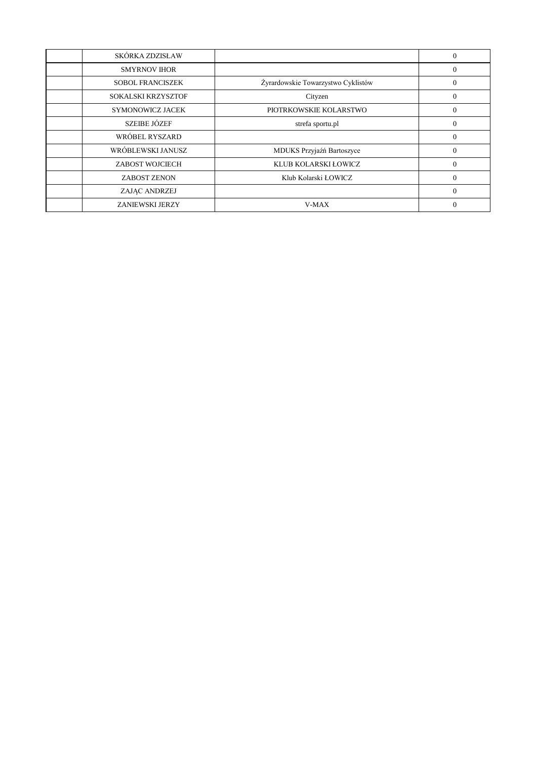| | | | |
|---|---|---|---|
| | SKÓRKA ZDZISŁAW | | 0 |
| | SMYRNOV IHOR | | 0 |
| | SOBOL FRANCISZEK | Żyrardowskie Towarzystwo Cyklistów | 0 |
| | SOKALSKI KRZYSZTOF | Cityzen | 0 |
| | SYMONOWICZ JACEK | PIOTRKOWSKIE KOLARSTWO | 0 |
| | SZEIBE JÓZEF | strefa sportu.pl | 0 |
| | WRÓBEL RYSZARD | | 0 |
| | WRÓBLEWSKI JANUSZ | MDUKS Przyjaźń Bartoszyce | 0 |
| | ZABOST WOJCIECH | KLUB KOLARSKI ŁOWICZ | 0 |
| | ZABOST ZENON | Klub Kolarski ŁOWICZ | 0 |
| | ZAJĄC ANDRZEJ | | 0 |
| | ZANIEWSKI JERZY | V-MAX | 0 |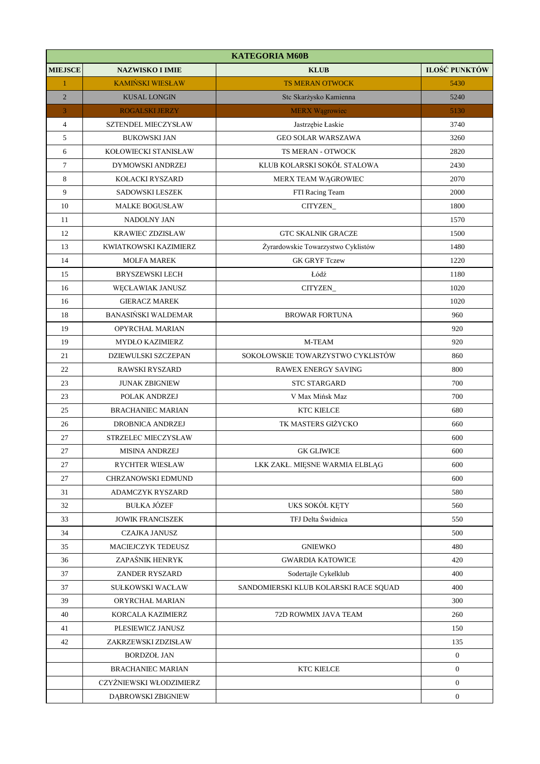| KATEGORIA M60B | | | |
|---|---|---|---|
| **MIEJSCE** | **NAZWISKO I IMIE** | **KLUB** | **ILOŚĆ PUNKTÓW** |
| 1 | KAMIŃSKI WIESŁAW | TS MERAN OTWOCK | 5430 |
| 2 | KUSAL LONGIN | Stc Skarżysko Kamienna | 5240 |
| 3 | ROGALSKI JERZY | MERX Wągrowiec | 5130 |
| 4 | SZTENDEL MIECZYSŁAW | Jastrzębie Łaskie | 3740 |
| 5 | BUKOWSKI JAN | GEO SOLAR WARSZAWA | 3260 |
| 6 | KOŁOWIECKI STANISŁAW | TS MERAN - OTWOCK | 2820 |
| 7 | DYMOWSKI ANDRZEJ | KLUB KOLARSKI SOKÓŁ STALOWA | 2430 |
| 8 | KOŁACKI RYSZARD | MERX TEAM WĄGROWIEC | 2070 |
| 9 | SADOWSKI LESZEK | FTI Racing Team | 2000 |
| 10 | MALKE BOGUSŁAW | CITYZEN_ | 1800 |
| 11 | NADOLNY JAN | | 1570 |
| 12 | KRAWIEC ZDZISŁAW | GTC SKALNIK GRACZE | 1500 |
| 13 | KWIATKOWSKI KAZIMIERZ | Żyrardowskie Towarzystwo Cyklistów | 1480 |
| 14 | MOLFA MAREK | GK GRYF Tczew | 1220 |
| 15 | BRYSZEWSKI LECH | Łódź | 1180 |
| 16 | WĘCŁAWIAK JANUSZ | CITYZEN_ | 1020 |
| 16 | GIERACZ MAREK | | 1020 |
| 18 | BANASIŃSKI WALDEMAR | BROWAR FORTUNA | 960 |
| 19 | OPYRCHAŁ MARIAN | | 920 |
| 19 | MYDŁO KAZIMIERZ | M-TEAM | 920 |
| 21 | DZIEWULSKI SZCZEPAN | SOKOŁOWSKIE TOWARZYSTWO CYKLISTÓW | 860 |
| 22 | RAWSKI RYSZARD | RAWEX ENERGY SAVING | 800 |
| 23 | JUNAK ZBIGNIEW | STC STARGARD | 700 |
| 23 | POLAK ANDRZEJ | V Max Mińsk Maz | 700 |
| 25 | BRACHANIEC MARIAN | KTC KIELCE | 680 |
| 26 | DROBNICA ANDRZEJ | TK MASTERS GIŻYCKO | 660 |
| 27 | STRZELEC MIECZYSŁAW | | 600 |
| 27 | MISINA ANDRZEJ | GK GLIWICE | 600 |
| 27 | RYCHTER WIESŁAW | LKK ZAKŁ. MIĘSNE WARMIA ELBLĄG | 600 |
| 27 | CHRZANOWSKI EDMUND | | 600 |
| 31 | ADAMCZYK RYSZARD | | 580 |
| 32 | BUŁKA JÓZEF | UKS SOKÓŁ KĘTY | 560 |
| 33 | JOWIK FRANCISZEK | TFJ Delta Świdnica | 550 |
| 34 | CZAJKA JANUSZ | | 500 |
| 35 | MACIEJCZYK TEDEUSZ | GNIEWKO | 480 |
| 36 | ZAPAŚNIK HENRYK | GWARDIA KATOWICE | 420 |
| 37 | ZANDER RYSZARD | Sodertajle Cykelklub | 400 |
| 37 | SUŁKOWSKI WACŁAW | SANDOMIERSKI KLUB KOLARSKI RACE SQUAD | 400 |
| 39 | ORYRCHAŁ MARIAN | | 300 |
| 40 | KORCALA KAZIMIERZ | 72D ROWMIX JAVA TEAM | 260 |
| 41 | PLESIEWICZ JANUSZ | | 150 |
| 42 | ZAKRZEWSKI ZDZISŁAW | | 135 |
| | BORDZOŁ JAN | | 0 |
| | BRACHANIEC MARIAN | KTC KIELCE | 0 |
| | CZYŻNIEWSKI WŁODZIMIERZ | | 0 |
| | DĄBROWSKI ZBIGNIEW | | 0 |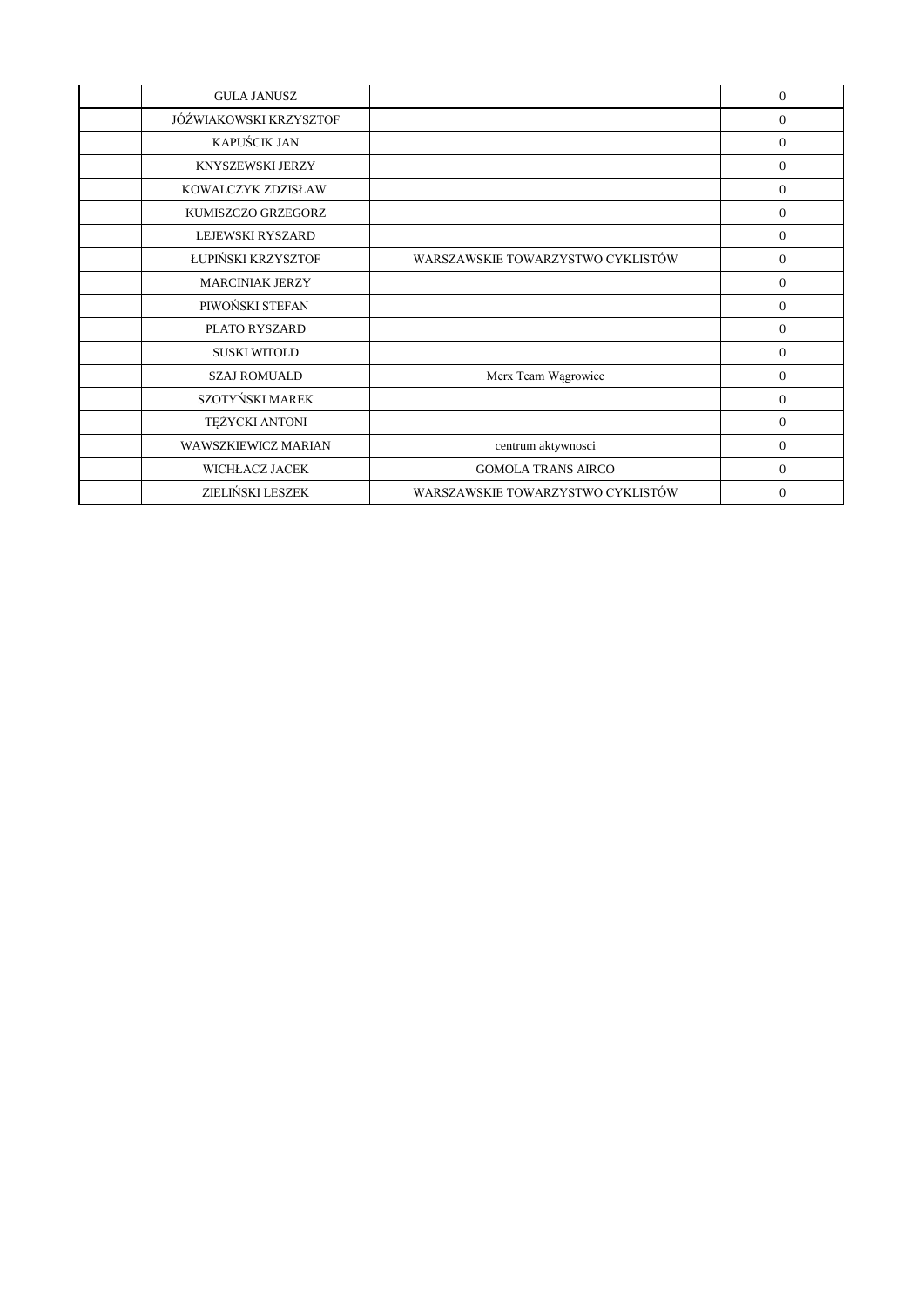| | | | |
|---|---|---|---|
| | GULA JANUSZ | | 0 |
| | JÓŹWIAKOWSKI KRZYSZTOF | | 0 |
| | KAPUŚCIK JAN | | 0 |
| | KNYSZEWSKI JERZY | | 0 |
| | KOWALCZYK ZDZISŁAW | | 0 |
| | KUMISZCZO GRZEGORZ | | 0 |
| | LEJEWSKI RYSZARD | | 0 |
| | ŁUPIŃSKI KRZYSZTOF | WARSZAWSKIE TOWARZYSTWO CYKLISTÓW | 0 |
| | MARCINIAK JERZY | | 0 |
| | PIWOŃSKI STEFAN | | 0 |
| | PLATO RYSZARD | | 0 |
| | SUSKI WITOLD | | 0 |
| | SZAJ ROMUALD | Merx Team Wągrowiec | 0 |
| | SZOTYŃSKI MAREK | | 0 |
| | TĘŻYCKI ANTONI | | 0 |
| | WAWSZKIEWICZ MARIAN | centrum aktywnosci | 0 |
| | WICHŁACZ JACEK | GOMOLA TRANS AIRCO | 0 |
| | ZIELIŃSKI LESZEK | WARSZAWSKIE TOWARZYSTWO CYKLISTÓW | 0 |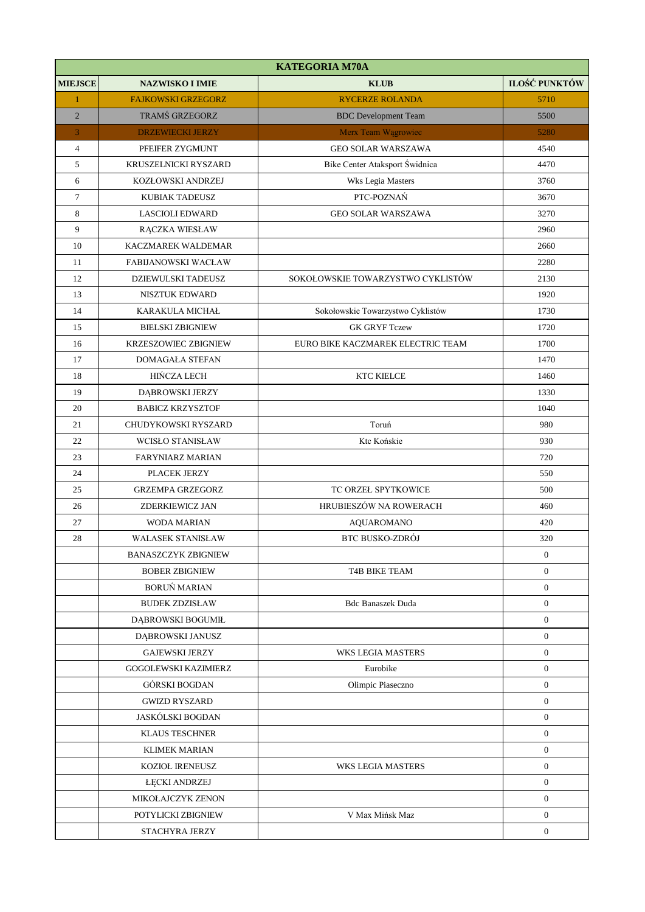| KATEGORIA M70A | | | |
|---|---|---|---|
| **MIEJSCE** | **NAZWISKO I IMIE** | **KLUB** | **ILOŚĆ PUNKTÓW** |
| 1 | FAJKOWSKI GRZEGORZ | RYCERZE ROLANDA | 5710 |
| 2 | TRAMŚ GRZEGORZ | BDC Development Team | 5500 |
| 3 | DRZEWIECKI JERZY | Merx Team Wągrowiec | 5280 |
| 4 | PFEIFER ZYGMUNT | GEO SOLAR WARSZAWA | 4540 |
| 5 | KRUSZELNICKI RYSZARD | Bike Center Ataksport Świdnica | 4470 |
| 6 | KOZŁOWSKI ANDRZEJ | Wks Legia Masters | 3760 |
| 7 | KUBIAK TADEUSZ | PTC-POZNAŃ | 3670 |
| 8 | LASCIOLI EDWARD | GEO SOLAR WARSZAWA | 3270 |
| 9 | RĄCZKA WIESŁAW | | 2960 |
| 10 | KACZMAREK WALDEMAR | | 2660 |
| 11 | FABIJANOWSKI WACŁAW | | 2280 |
| 12 | DZIEWULSKI TADEUSZ | SOKOŁOWSKIE TOWARZYSTWO CYKLISTÓW | 2130 |
| 13 | NISZTUK EDWARD | | 1920 |
| 14 | KARAKULA MICHAŁ | Sokołowskie Towarzystwo Cyklistów | 1730 |
| 15 | BIELSKI ZBIGNIEW | GK GRYF Tczew | 1720 |
| 16 | KRZESZOWIEC ZBIGNIEW | EURO BIKE KACZMAREK ELECTRIC TEAM | 1700 |
| 17 | DOMAGAŁA STEFAN | | 1470 |
| 18 | HIŃCZA LECH | KTC KIELCE | 1460 |
| 19 | DĄBROWSKI JERZY | | 1330 |
| 20 | BABICZ KRZYSZTOF | | 1040 |
| 21 | CHUDYKOWSKI RYSZARD | Toruń | 980 |
| 22 | WCISŁO STANISŁAW | Ktc Końskie | 930 |
| 23 | FARYNIARZ MARIAN | | 720 |
| 24 | PLACEK JERZY | | 550 |
| 25 | GRZEMPA GRZEGORZ | TC ORZEŁ SPYTKOWICE | 500 |
| 26 | ZDERKIEWICZ JAN | HRUBIESZÓW NA ROWERACH | 460 |
| 27 | WODA MARIAN | AQUAROMANO | 420 |
| 28 | WALASEK STANISŁAW | BTC BUSKO-ZDRÓJ | 320 |
| | BANASZCZYK ZBIGNIEW | | 0 |
| | BOBER ZBIGNIEW | T4B BIKE TEAM | 0 |
| | BORUŃ MARIAN | | 0 |
| | BUDEK ZDZISŁAW | Bdc Banaszek Duda | 0 |
| | DĄBROWSKI BOGUMIŁ | | 0 |
| | DĄBROWSKI JANUSZ | | 0 |
| | GAJEWSKI JERZY | WKS LEGIA MASTERS | 0 |
| | GOGOLEWSKI KAZIMIERZ | Eurobike | 0 |
| | GÓRSKI BOGDAN | Olimpic Piaseczno | 0 |
| | GWIZD RYSZARD | | 0 |
| | JASKÓLSKI BOGDAN | | 0 |
| | KLAUS TESCHNER | | 0 |
| | KLIMEK MARIAN | | 0 |
| | KOZIOŁ IRENEUSZ | WKS LEGIA MASTERS | 0 |
| | ŁĘCKI ANDRZEJ | | 0 |
| | MIKOŁAJCZYK ZENON | | 0 |
| | POTYLICKI ZBIGNIEW | V Max Mińsk Maz | 0 |
| | STACHYRA JERZY | | 0 |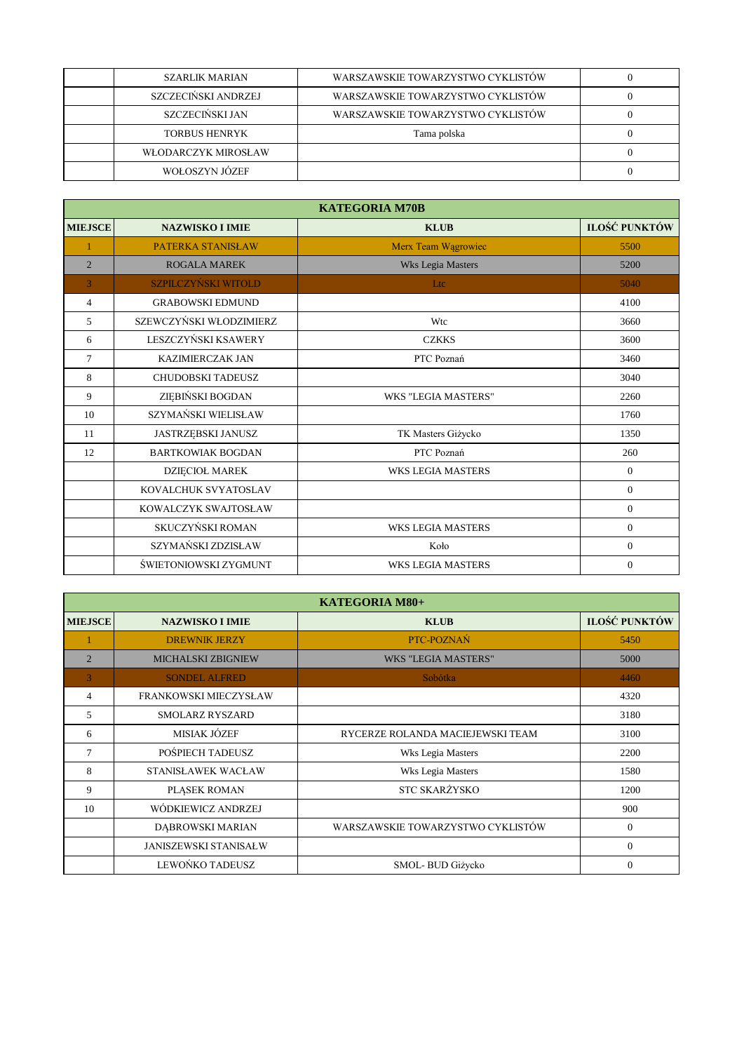| | | | |
|---|---|---|---|
| | SZARLIK MARIAN | WARSZAWSKIE TOWARZYSTWO CYKLISTÓW | 0 |
| | SZCZECIŃSKI ANDRZEJ | WARSZAWSKIE TOWARZYSTWO CYKLISTÓW | 0 |
| | SZCZECIŃSKI JAN | WARSZAWSKIE TOWARZYSTWO CYKLISTÓW | 0 |
| | TORBUS HENRYK | Tama polska | 0 |
| | WŁODARCZYK MIROSŁAW | | 0 |
| | WOŁOSZYN JÓZEF | | 0 |

## KATEGORIA M70B

| MIEJSCE | NAZWISKO I IMIE | KLUB | ILOŚĆ PUNKTÓW |
|---|---|---|---|
| 1 | PATERKA STANISŁAW | Merx Team Wągrowiec | 5500 |
| 2 | ROGALA MAREK | Wks Legia Masters | 5200 |
| 3 | SZPILCZYŃSKI WITOLD | Ltc | 5040 |
| 4 | GRABOWSKI EDMUND | | 4100 |
| 5 | SZEWCZYŃSKI WŁODZIMIERZ | Wtc | 3660 |
| 6 | LESZCZYŃSKI KSAWERY | CZKKS | 3600 |
| 7 | KAZIMIERCZAK JAN | PTC Poznań | 3460 |
| 8 | CHUDOBSKI TADEUSZ | | 3040 |
| 9 | ZIĘBIŃSKI BOGDAN | WKS "LEGIA MASTERS" | 2260 |
| 10 | SZYMAŃSKI WIELISŁAW | | 1760 |
| 11 | JASTRZĘBSKI JANUSZ | TK Masters Giżycko | 1350 |
| 12 | BARTKOWIAK BOGDAN | PTC Poznań | 260 |
| | DZIĘCIOŁ MAREK | WKS LEGIA MASTERS | 0 |
| | KOVALCHUK SVYATOSLAV | | 0 |
| | KOWALCZYK SWAJTOSŁAW | | 0 |
| | SKUCZYŃSKI ROMAN | WKS LEGIA MASTERS | 0 |
| | SZYMAŃSKI ZDZISŁAW | Koło | 0 |
| | ŚWIETONIOWSKI ZYGMUNT | WKS LEGIA MASTERS | 0 |

## KATEGORIA M80+

| MIEJSCE | NAZWISKO I IMIE | KLUB | ILOŚĆ PUNKTÓW |
|---|---|---|---|
| 1 | DREWNIK JERZY | PTC-POZNAŃ | 5450 |
| 2 | MICHALSKI ZBIGNIEW | WKS "LEGIA MASTERS" | 5000 |
| 3 | SONDEL ALFRED | Sobótka | 4460 |
| 4 | FRANKOWSKI MIECZYSŁAW | | 4320 |
| 5 | SMOLARZ RYSZARD | | 3180 |
| 6 | MISIAK JÓZEF | RYCERZE ROLANDA MACIEJEWSKI TEAM | 3100 |
| 7 | POŚPIECH TADEUSZ | Wks Legia Masters | 2200 |
| 8 | STANISŁAWEK WACŁAW | Wks Legia Masters | 1580 |
| 9 | PLĄSEK ROMAN | STC SKARŻYSKO | 1200 |
| 10 | WÓDKIEWICZ ANDRZEJ | | 900 |
| | DĄBROWSKI MARIAN | WARSZAWSKIE TOWARZYSTWO CYKLISTÓW | 0 |
| | JANISZEWSKI STANISAŁW | | 0 |
| | LEWOŃKO TADEUSZ | SMOL- BUD Giżycko | 0 |